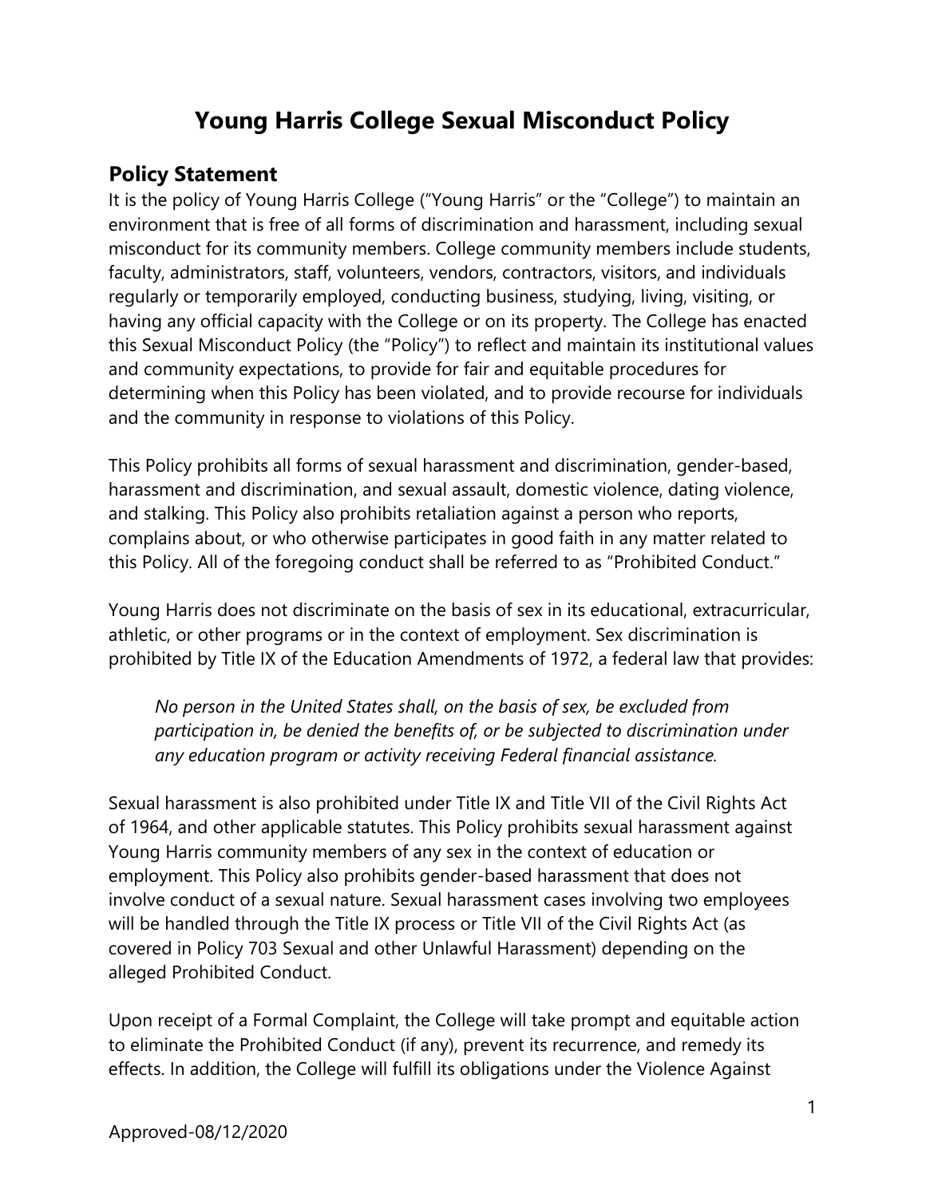# Young Harris College Sexual Misconduct Policy

## Policy Statement

It is the policy of Young Harris College ("Young Harris" or the "College") to maintain an environment that is free of all forms of discrimination and harassment, including sexual misconduct for its community members. College community members include students, faculty, administrators, staff, volunteers, vendors, contractors, visitors, and individuals regularly or temporarily employed, conducting business, studying, living, visiting, or having any official capacity with the College or on its property. The College has enacted this Sexual Misconduct Policy (the "Policy") to reflect and maintain its institutional values and community expectations, to provide for fair and equitable procedures for determining when this Policy has been violated, and to provide recourse for individuals and the community in response to violations of this Policy.

This Policy prohibits all forms of sexual harassment and discrimination, gender-based, harassment and discrimination, and sexual assault, domestic violence, dating violence, and stalking. This Policy also prohibits retaliation against a person who reports, complains about, or who otherwise participates in good faith in any matter related to this Policy. All of the foregoing conduct shall be referred to as "Prohibited Conduct."

Young Harris does not discriminate on the basis of sex in its educational, extracurricular, athletic, or other programs or in the context of employment. Sex discrimination is prohibited by Title IX of the Education Amendments of 1972, a federal law that provides:

> *No person in the United States shall, on the basis of sex, be excluded from participation in, be denied the benefits of, or be subjected to discrimination under any education program or activity receiving Federal financial assistance.*

Sexual harassment is also prohibited under Title IX and Title VII of the Civil Rights Act of 1964, and other applicable statutes. This Policy prohibits sexual harassment against Young Harris community members of any sex in the context of education or employment. This Policy also prohibits gender-based harassment that does not involve conduct of a sexual nature. Sexual harassment cases involving two employees will be handled through the Title IX process or Title VII of the Civil Rights Act (as covered in Policy 703 Sexual and other Unlawful Harassment) depending on the alleged Prohibited Conduct.

Upon receipt of a Formal Complaint, the College will take prompt and equitable action to eliminate the Prohibited Conduct (if any), prevent its recurrence, and remedy its effects. In addition, the College will fulfill its obligations under the Violence Against

Approved-08/12/2020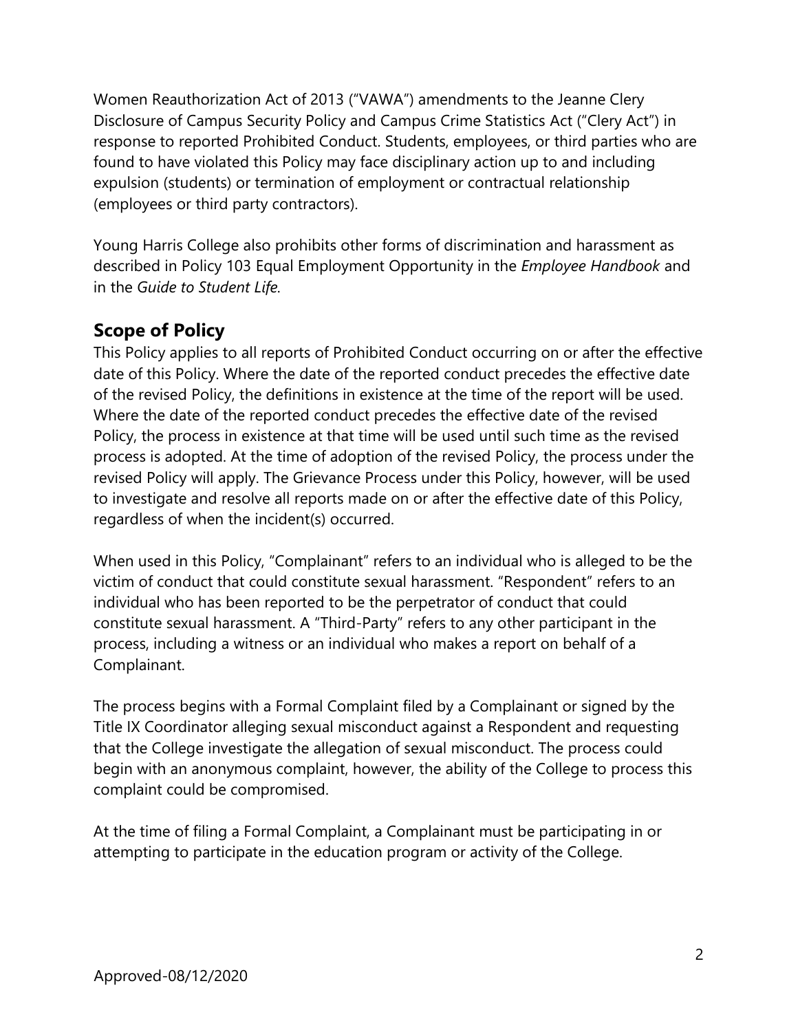Women Reauthorization Act of 2013 ("VAWA") amendments to the Jeanne Clery Disclosure of Campus Security Policy and Campus Crime Statistics Act ("Clery Act") in response to reported Prohibited Conduct. Students, employees, or third parties who are found to have violated this Policy may face disciplinary action up to and including expulsion (students) or termination of employment or contractual relationship (employees or third party contractors).

Young Harris College also prohibits other forms of discrimination and harassment as described in Policy 103 Equal Employment Opportunity in the *Employee Handbook* and in the *Guide to Student Life.*

## Scope of Policy

This Policy applies to all reports of Prohibited Conduct occurring on or after the effective date of this Policy. Where the date of the reported conduct precedes the effective date of the revised Policy, the definitions in existence at the time of the report will be used. Where the date of the reported conduct precedes the effective date of the revised Policy, the process in existence at that time will be used until such time as the revised process is adopted. At the time of adoption of the revised Policy, the process under the revised Policy will apply. The Grievance Process under this Policy, however, will be used to investigate and resolve all reports made on or after the effective date of this Policy, regardless of when the incident(s) occurred.

When used in this Policy, "Complainant" refers to an individual who is alleged to be the victim of conduct that could constitute sexual harassment. "Respondent" refers to an individual who has been reported to be the perpetrator of conduct that could constitute sexual harassment. A "Third-Party" refers to any other participant in the process, including a witness or an individual who makes a report on behalf of a Complainant.

The process begins with a Formal Complaint filed by a Complainant or signed by the Title IX Coordinator alleging sexual misconduct against a Respondent and requesting that the College investigate the allegation of sexual misconduct. The process could begin with an anonymous complaint, however, the ability of the College to process this complaint could be compromised.

At the time of filing a Formal Complaint, a Complainant must be participating in or attempting to participate in the education program or activity of the College.

Approved-08/12/2020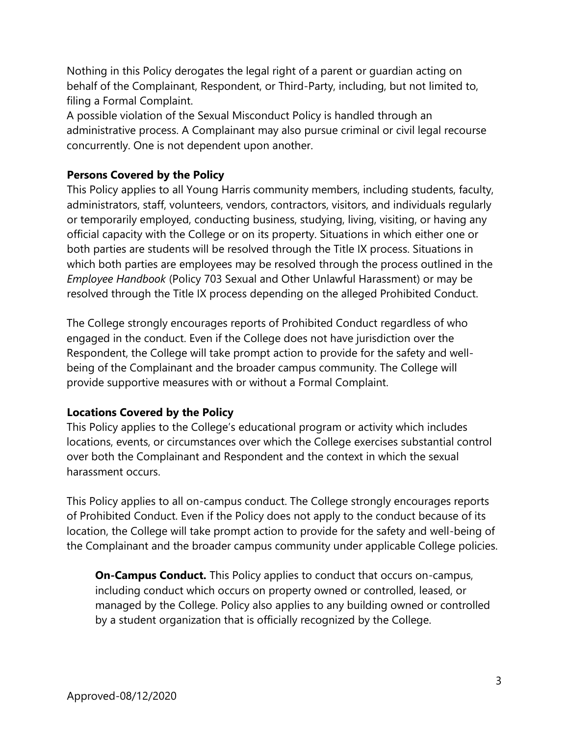Nothing in this Policy derogates the legal right of a parent or guardian acting on behalf of the Complainant, Respondent, or Third-Party, including, but not limited to, filing a Formal Complaint.

A possible violation of the Sexual Misconduct Policy is handled through an administrative process. A Complainant may also pursue criminal or civil legal recourse concurrently. One is not dependent upon another.

**Persons Covered by the Policy**

This Policy applies to all Young Harris community members, including students, faculty, administrators, staff, volunteers, vendors, contractors, visitors, and individuals regularly or temporarily employed, conducting business, studying, living, visiting, or having any official capacity with the College or on its property. Situations in which either one or both parties are students will be resolved through the Title IX process. Situations in which both parties are employees may be resolved through the process outlined in the *Employee Handbook* (Policy 703 Sexual and Other Unlawful Harassment) or may be resolved through the Title IX process depending on the alleged Prohibited Conduct.

The College strongly encourages reports of Prohibited Conduct regardless of who engaged in the conduct. Even if the College does not have jurisdiction over the Respondent, the College will take prompt action to provide for the safety and well-being of the Complainant and the broader campus community. The College will provide supportive measures with or without a Formal Complaint.

**Locations Covered by the Policy**

This Policy applies to the College's educational program or activity which includes locations, events, or circumstances over which the College exercises substantial control over both the Complainant and Respondent and the context in which the sexual harassment occurs.

This Policy applies to all on-campus conduct. The College strongly encourages reports of Prohibited Conduct. Even if the Policy does not apply to the conduct because of its location, the College will take prompt action to provide for the safety and well-being of the Complainant and the broader campus community under applicable College policies.

**On-Campus Conduct.** This Policy applies to conduct that occurs on-campus, including conduct which occurs on property owned or controlled, leased, or managed by the College. Policy also applies to any building owned or controlled by a student organization that is officially recognized by the College.

Approved-08/12/2020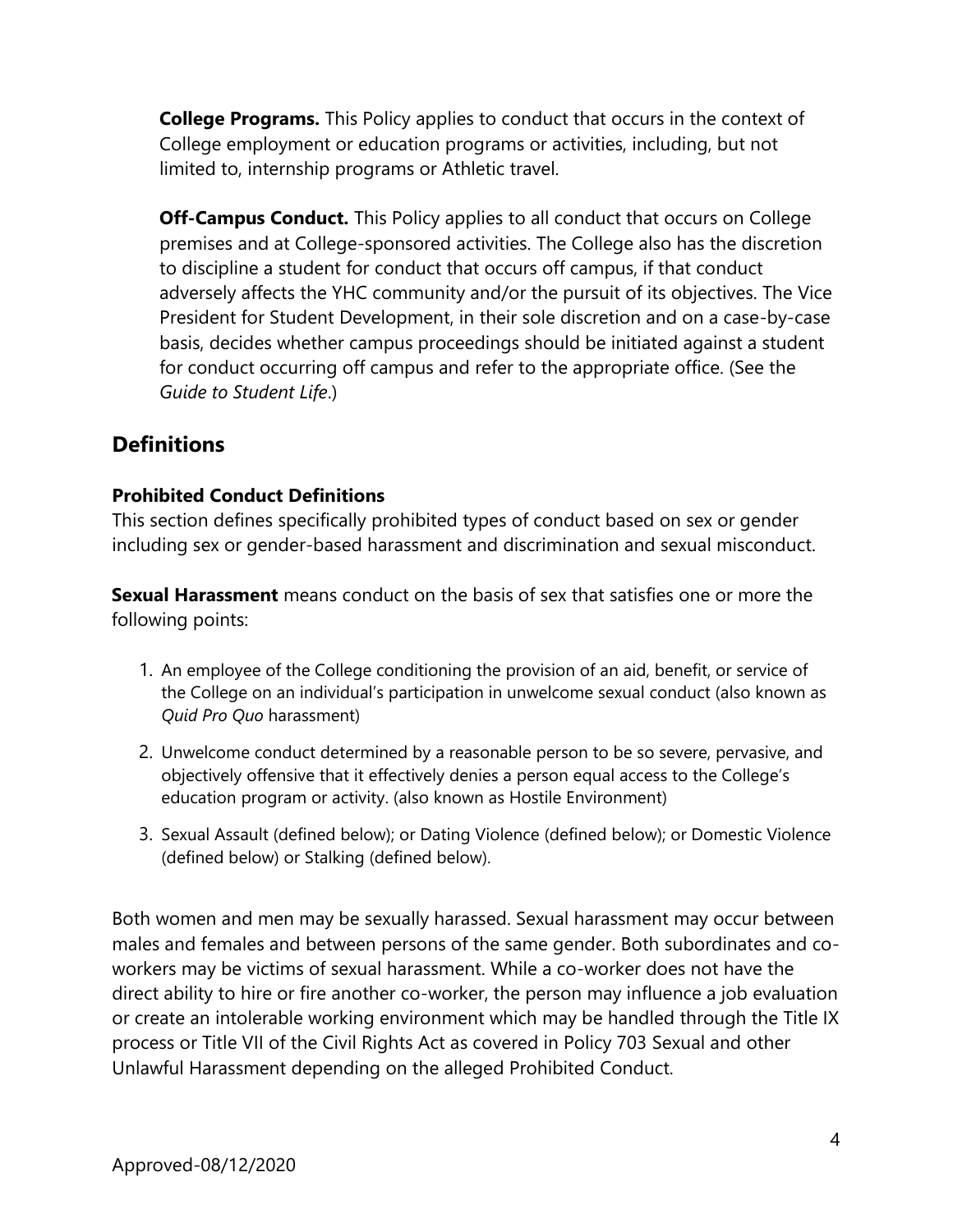**College Programs.** This Policy applies to conduct that occurs in the context of College employment or education programs or activities, including, but not limited to, internship programs or Athletic travel.

**Off-Campus Conduct.** This Policy applies to all conduct that occurs on College premises and at College-sponsored activities. The College also has the discretion to discipline a student for conduct that occurs off campus, if that conduct adversely affects the YHC community and/or the pursuit of its objectives. The Vice President for Student Development, in their sole discretion and on a case-by-case basis, decides whether campus proceedings should be initiated against a student for conduct occurring off campus and refer to the appropriate office. (See the *Guide to Student Life*.)

## Definitions

### Prohibited Conduct Definitions

This section defines specifically prohibited types of conduct based on sex or gender including sex or gender-based harassment and discrimination and sexual misconduct.

**Sexual Harassment** means conduct on the basis of sex that satisfies one or more the following points:

1. An employee of the College conditioning the provision of an aid, benefit, or service of the College on an individual's participation in unwelcome sexual conduct (also known as *Quid Pro Quo* harassment)
2. Unwelcome conduct determined by a reasonable person to be so severe, pervasive, and objectively offensive that it effectively denies a person equal access to the College's education program or activity. (also known as Hostile Environment)
3. Sexual Assault (defined below); or Dating Violence (defined below); or Domestic Violence (defined below) or Stalking (defined below).

Both women and men may be sexually harassed. Sexual harassment may occur between males and females and between persons of the same gender. Both subordinates and co-workers may be victims of sexual harassment. While a co-worker does not have the direct ability to hire or fire another co-worker, the person may influence a job evaluation or create an intolerable working environment which may be handled through the Title IX process or Title VII of the Civil Rights Act as covered in Policy 703 Sexual and other Unlawful Harassment depending on the alleged Prohibited Conduct.

Approved-08/12/2020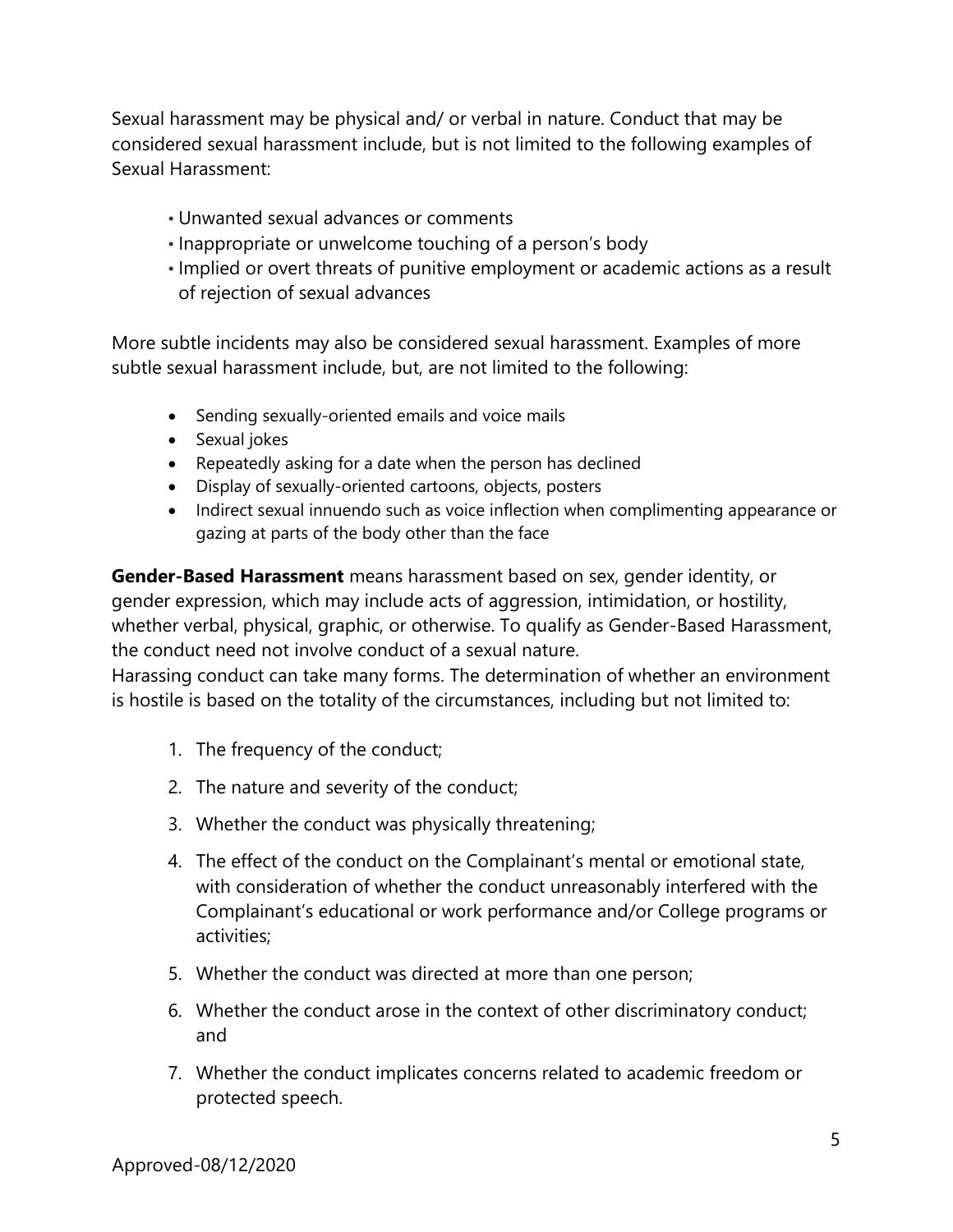Sexual harassment may be physical and/ or verbal in nature. Conduct that may be considered sexual harassment include, but is not limited to the following examples of Sexual Harassment:

- Unwanted sexual advances or comments
- Inappropriate or unwelcome touching of a person's body
- Implied or overt threats of punitive employment or academic actions as a result of rejection of sexual advances

More subtle incidents may also be considered sexual harassment. Examples of more subtle sexual harassment include, but, are not limited to the following:

- Sending sexually-oriented emails and voice mails
- Sexual jokes
- Repeatedly asking for a date when the person has declined
- Display of sexually-oriented cartoons, objects, posters
- Indirect sexual innuendo such as voice inflection when complimenting appearance or gazing at parts of the body other than the face

**Gender-Based Harassment** means harassment based on sex, gender identity, or gender expression, which may include acts of aggression, intimidation, or hostility, whether verbal, physical, graphic, or otherwise. To qualify as Gender-Based Harassment, the conduct need not involve conduct of a sexual nature.
Harassing conduct can take many forms. The determination of whether an environment is hostile is based on the totality of the circumstances, including but not limited to:

1. The frequency of the conduct;
2. The nature and severity of the conduct;
3. Whether the conduct was physically threatening;
4. The effect of the conduct on the Complainant's mental or emotional state, with consideration of whether the conduct unreasonably interfered with the Complainant's educational or work performance and/or College programs or activities;
5. Whether the conduct was directed at more than one person;
6. Whether the conduct arose in the context of other discriminatory conduct; and
7. Whether the conduct implicates concerns related to academic freedom or protected speech.

Approved-08/12/2020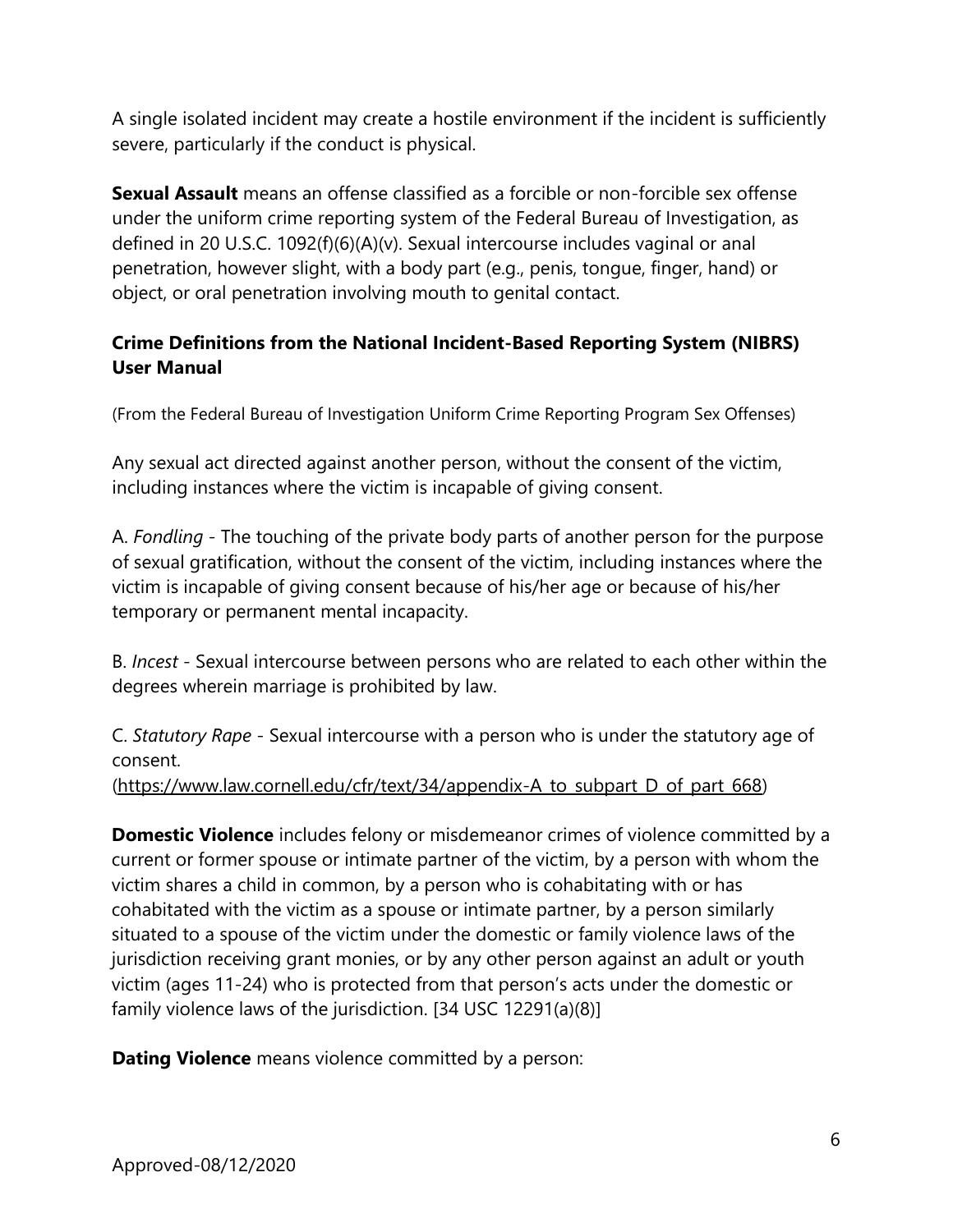A single isolated incident may create a hostile environment if the incident is sufficiently severe, particularly if the conduct is physical.

**Sexual Assault** means an offense classified as a forcible or non-forcible sex offense under the uniform crime reporting system of the Federal Bureau of Investigation, as defined in 20 U.S.C. 1092(f)(6)(A)(v). Sexual intercourse includes vaginal or anal penetration, however slight, with a body part (e.g., penis, tongue, finger, hand) or object, or oral penetration involving mouth to genital contact.

**Crime Definitions from the National Incident-Based Reporting System (NIBRS) User Manual**

(From the Federal Bureau of Investigation Uniform Crime Reporting Program Sex Offenses)

Any sexual act directed against another person, without the consent of the victim, including instances where the victim is incapable of giving consent.

A. *Fondling* - The touching of the private body parts of another person for the purpose of sexual gratification, without the consent of the victim, including instances where the victim is incapable of giving consent because of his/her age or because of his/her temporary or permanent mental incapacity.

B. *Incest* - Sexual intercourse between persons who are related to each other within the degrees wherein marriage is prohibited by law.

C. *Statutory Rape* - Sexual intercourse with a person who is under the statutory age of consent.
(https://www.law.cornell.edu/cfr/text/34/appendix-A_to_subpart_D_of_part_668)

**Domestic Violence** includes felony or misdemeanor crimes of violence committed by a current or former spouse or intimate partner of the victim, by a person with whom the victim shares a child in common, by a person who is cohabitating with or has cohabitated with the victim as a spouse or intimate partner, by a person similarly situated to a spouse of the victim under the domestic or family violence laws of the jurisdiction receiving grant monies, or by any other person against an adult or youth victim (ages 11-24) who is protected from that person's acts under the domestic or family violence laws of the jurisdiction. [34 USC 12291(a)(8)]

**Dating Violence** means violence committed by a person:

Approved-08/12/2020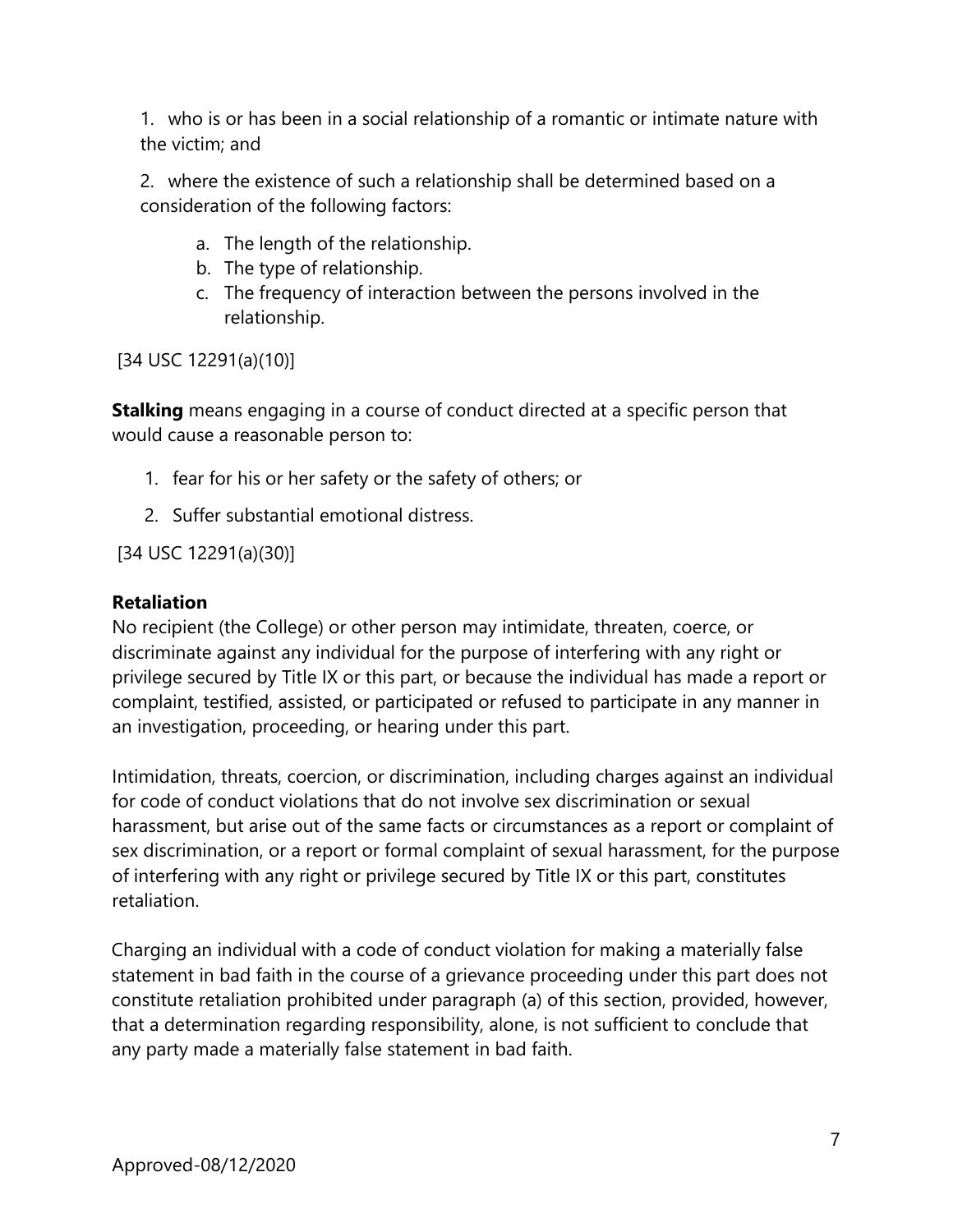1. who is or has been in a social relationship of a romantic or intimate nature with the victim; and

2. where the existence of such a relationship shall be determined based on a consideration of the following factors:

   a. The length of the relationship.
   b. The type of relationship.
   c. The frequency of interaction between the persons involved in the relationship.

[34 USC 12291(a)(10)]

**Stalking** means engaging in a course of conduct directed at a specific person that would cause a reasonable person to:

1. fear for his or her safety or the safety of others; or
2. Suffer substantial emotional distress.

[34 USC 12291(a)(30)]

**Retaliation**
No recipient (the College) or other person may intimidate, threaten, coerce, or discriminate against any individual for the purpose of interfering with any right or privilege secured by Title IX or this part, or because the individual has made a report or complaint, testified, assisted, or participated or refused to participate in any manner in an investigation, proceeding, or hearing under this part.

Intimidation, threats, coercion, or discrimination, including charges against an individual for code of conduct violations that do not involve sex discrimination or sexual harassment, but arise out of the same facts or circumstances as a report or complaint of sex discrimination, or a report or formal complaint of sexual harassment, for the purpose of interfering with any right or privilege secured by Title IX or this part, constitutes retaliation.

Charging an individual with a code of conduct violation for making a materially false statement in bad faith in the course of a grievance proceeding under this part does not constitute retaliation prohibited under paragraph (a) of this section, provided, however, that a determination regarding responsibility, alone, is not sufficient to conclude that any party made a materially false statement in bad faith.

Approved-08/12/2020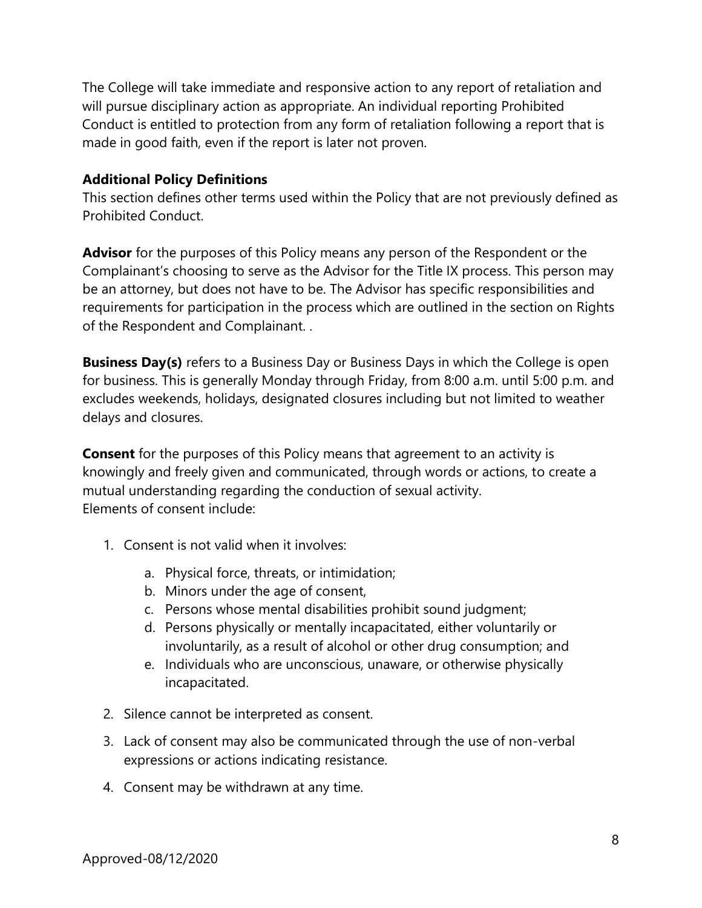The College will take immediate and responsive action to any report of retaliation and will pursue disciplinary action as appropriate. An individual reporting Prohibited Conduct is entitled to protection from any form of retaliation following a report that is made in good faith, even if the report is later not proven.

**Additional Policy Definitions**

This section defines other terms used within the Policy that are not previously defined as Prohibited Conduct.

**Advisor** for the purposes of this Policy means any person of the Respondent or the Complainant's choosing to serve as the Advisor for the Title IX process. This person may be an attorney, but does not have to be. The Advisor has specific responsibilities and requirements for participation in the process which are outlined in the section on Rights of the Respondent and Complainant. .

**Business Day(s)** refers to a Business Day or Business Days in which the College is open for business. This is generally Monday through Friday, from 8:00 a.m. until 5:00 p.m. and excludes weekends, holidays, designated closures including but not limited to weather delays and closures.

**Consent** for the purposes of this Policy means that agreement to an activity is knowingly and freely given and communicated, through words or actions, to create a mutual understanding regarding the conduction of sexual activity.
Elements of consent include:

1. Consent is not valid when it involves:
    a. Physical force, threats, or intimidation;
    b. Minors under the age of consent,
    c. Persons whose mental disabilities prohibit sound judgment;
    d. Persons physically or mentally incapacitated, either voluntarily or involuntarily, as a result of alcohol or other drug consumption; and
    e. Individuals who are unconscious, unaware, or otherwise physically incapacitated.
2. Silence cannot be interpreted as consent.
3. Lack of consent may also be communicated through the use of non-verbal expressions or actions indicating resistance.
4. Consent may be withdrawn at any time.

Approved-08/12/2020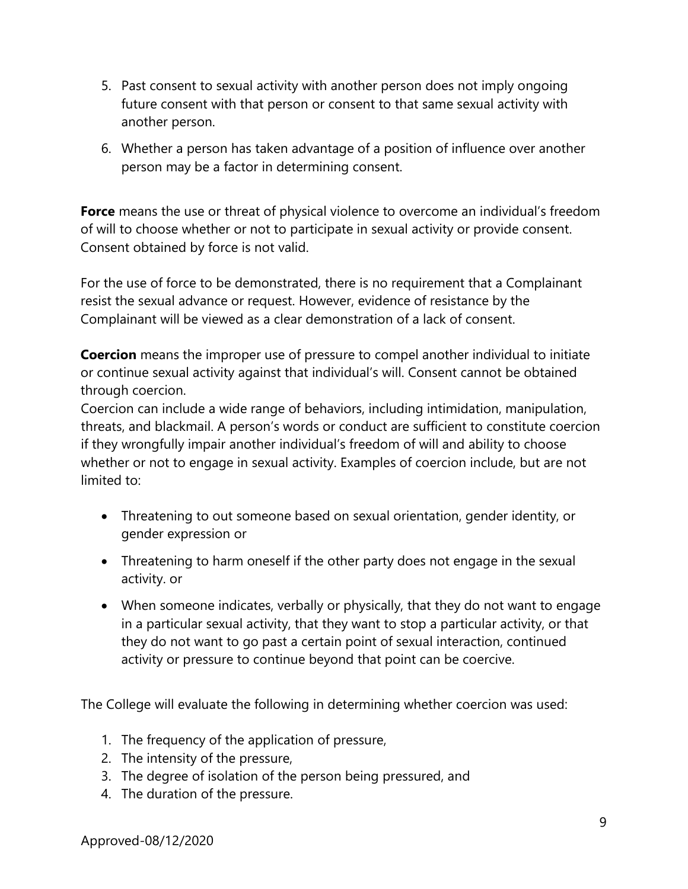5. Past consent to sexual activity with another person does not imply ongoing future consent with that person or consent to that same sexual activity with another person.
6. Whether a person has taken advantage of a position of influence over another person may be a factor in determining consent.

**Force** means the use or threat of physical violence to overcome an individual's freedom of will to choose whether or not to participate in sexual activity or provide consent. Consent obtained by force is not valid.

For the use of force to be demonstrated, there is no requirement that a Complainant resist the sexual advance or request. However, evidence of resistance by the Complainant will be viewed as a clear demonstration of a lack of consent.

**Coercion** means the improper use of pressure to compel another individual to initiate or continue sexual activity against that individual's will. Consent cannot be obtained through coercion.
Coercion can include a wide range of behaviors, including intimidation, manipulation, threats, and blackmail. A person's words or conduct are sufficient to constitute coercion if they wrongfully impair another individual's freedom of will and ability to choose whether or not to engage in sexual activity. Examples of coercion include, but are not limited to:

- Threatening to out someone based on sexual orientation, gender identity, or gender expression or
- Threatening to harm oneself if the other party does not engage in the sexual activity. or
- When someone indicates, verbally or physically, that they do not want to engage in a particular sexual activity, that they want to stop a particular activity, or that they do not want to go past a certain point of sexual interaction, continued activity or pressure to continue beyond that point can be coercive.

The College will evaluate the following in determining whether coercion was used:

1. The frequency of the application of pressure,
2. The intensity of the pressure,
3. The degree of isolation of the person being pressured, and
4. The duration of the pressure.

Approved-08/12/2020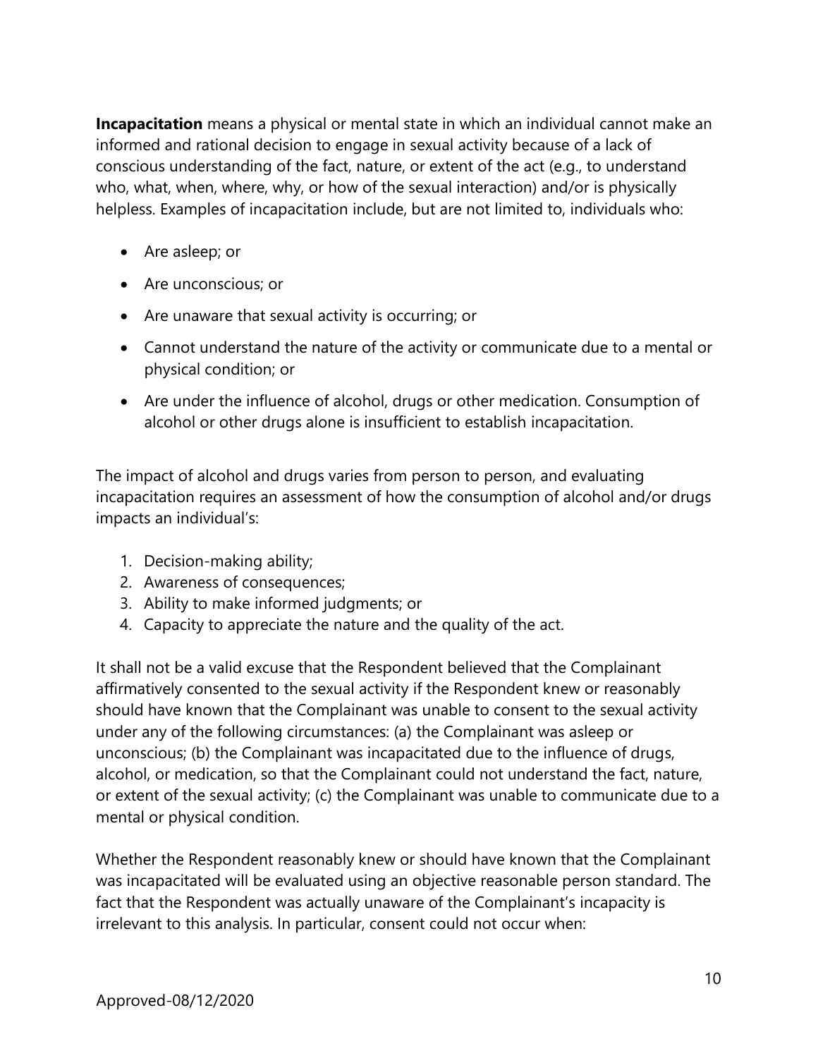**Incapacitation** means a physical or mental state in which an individual cannot make an informed and rational decision to engage in sexual activity because of a lack of conscious understanding of the fact, nature, or extent of the act (e.g., to understand who, what, when, where, why, or how of the sexual interaction) and/or is physically helpless. Examples of incapacitation include, but are not limited to, individuals who:

- Are asleep; or
- Are unconscious; or
- Are unaware that sexual activity is occurring; or
- Cannot understand the nature of the activity or communicate due to a mental or physical condition; or
- Are under the influence of alcohol, drugs or other medication. Consumption of alcohol or other drugs alone is insufficient to establish incapacitation.

The impact of alcohol and drugs varies from person to person, and evaluating incapacitation requires an assessment of how the consumption of alcohol and/or drugs impacts an individual's:

1. Decision-making ability;
2. Awareness of consequences;
3. Ability to make informed judgments; or
4. Capacity to appreciate the nature and the quality of the act.

It shall not be a valid excuse that the Respondent believed that the Complainant affirmatively consented to the sexual activity if the Respondent knew or reasonably should have known that the Complainant was unable to consent to the sexual activity under any of the following circumstances: (a) the Complainant was asleep or unconscious; (b) the Complainant was incapacitated due to the influence of drugs, alcohol, or medication, so that the Complainant could not understand the fact, nature, or extent of the sexual activity; (c) the Complainant was unable to communicate due to a mental or physical condition.

Whether the Respondent reasonably knew or should have known that the Complainant was incapacitated will be evaluated using an objective reasonable person standard. The fact that the Respondent was actually unaware of the Complainant's incapacity is irrelevant to this analysis. In particular, consent could not occur when:

Approved-08/12/2020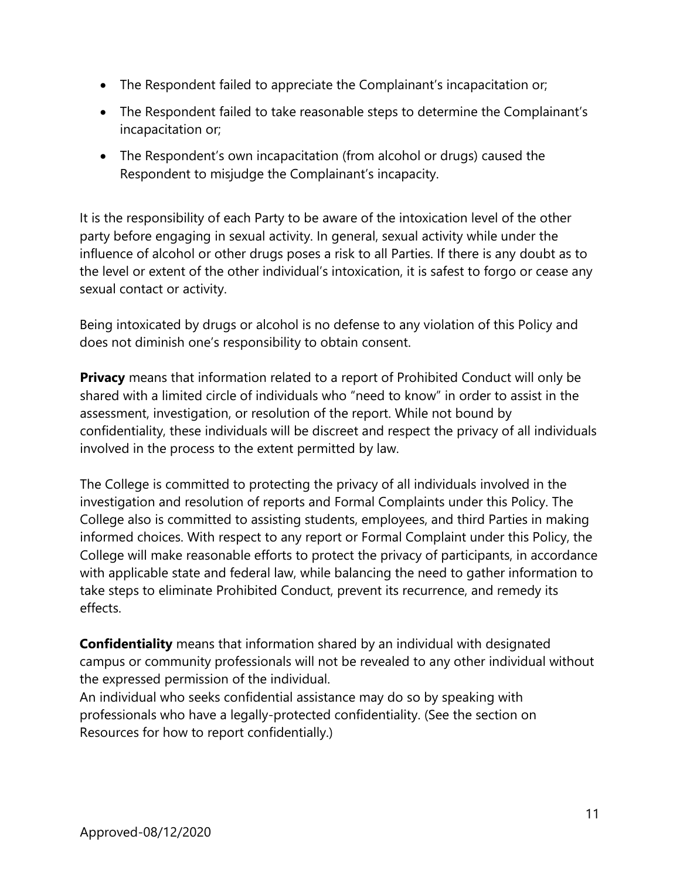- The Respondent failed to appreciate the Complainant's incapacitation or;
- The Respondent failed to take reasonable steps to determine the Complainant's incapacitation or;
- The Respondent's own incapacitation (from alcohol or drugs) caused the Respondent to misjudge the Complainant's incapacity.

It is the responsibility of each Party to be aware of the intoxication level of the other party before engaging in sexual activity. In general, sexual activity while under the influence of alcohol or other drugs poses a risk to all Parties. If there is any doubt as to the level or extent of the other individual's intoxication, it is safest to forgo or cease any sexual contact or activity.

Being intoxicated by drugs or alcohol is no defense to any violation of this Policy and does not diminish one's responsibility to obtain consent.

**Privacy** means that information related to a report of Prohibited Conduct will only be shared with a limited circle of individuals who "need to know" in order to assist in the assessment, investigation, or resolution of the report. While not bound by confidentiality, these individuals will be discreet and respect the privacy of all individuals involved in the process to the extent permitted by law.

The College is committed to protecting the privacy of all individuals involved in the investigation and resolution of reports and Formal Complaints under this Policy. The College also is committed to assisting students, employees, and third Parties in making informed choices. With respect to any report or Formal Complaint under this Policy, the College will make reasonable efforts to protect the privacy of participants, in accordance with applicable state and federal law, while balancing the need to gather information to take steps to eliminate Prohibited Conduct, prevent its recurrence, and remedy its effects.

**Confidentiality** means that information shared by an individual with designated campus or community professionals will not be revealed to any other individual without the expressed permission of the individual.
An individual who seeks confidential assistance may do so by speaking with professionals who have a legally-protected confidentiality. (See the section on Resources for how to report confidentially.)

Approved-08/12/2020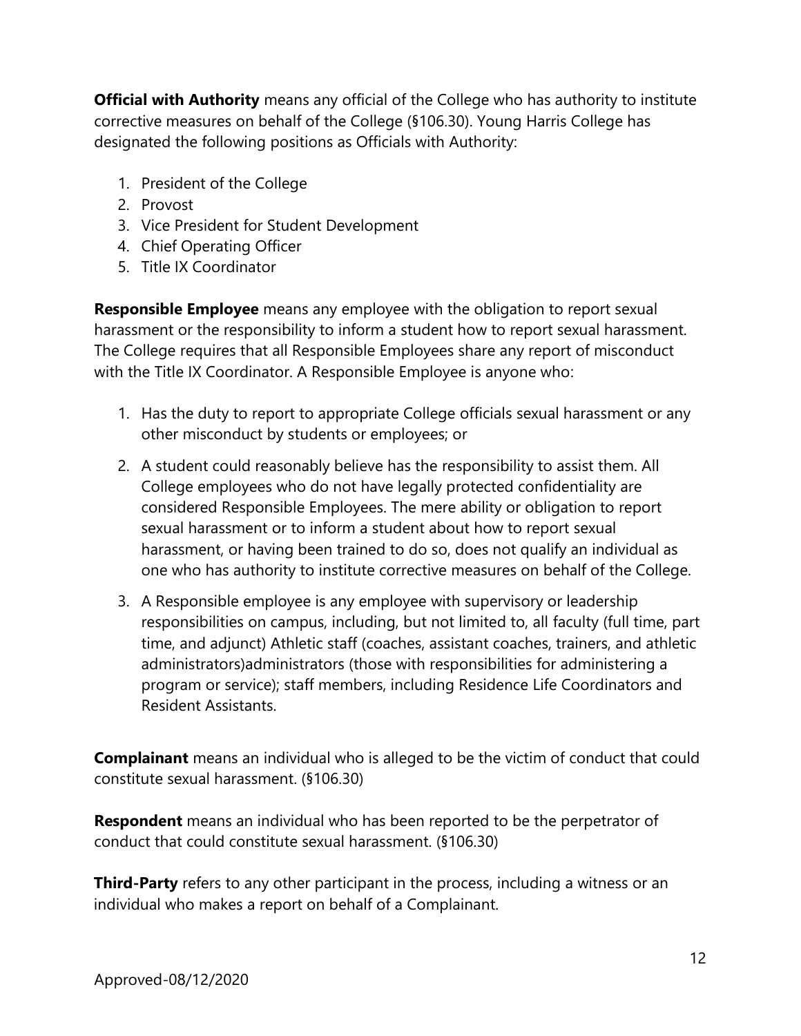**Official with Authority** means any official of the College who has authority to institute corrective measures on behalf of the College (§106.30). Young Harris College has designated the following positions as Officials with Authority:

1. President of the College
2. Provost
3. Vice President for Student Development
4. Chief Operating Officer
5. Title IX Coordinator

**Responsible Employee** means any employee with the obligation to report sexual harassment or the responsibility to inform a student how to report sexual harassment. The College requires that all Responsible Employees share any report of misconduct with the Title IX Coordinator. A Responsible Employee is anyone who:

1. Has the duty to report to appropriate College officials sexual harassment or any other misconduct by students or employees; or
2. A student could reasonably believe has the responsibility to assist them. All College employees who do not have legally protected confidentiality are considered Responsible Employees. The mere ability or obligation to report sexual harassment or to inform a student about how to report sexual harassment, or having been trained to do so, does not qualify an individual as one who has authority to institute corrective measures on behalf of the College.
3. A Responsible employee is any employee with supervisory or leadership responsibilities on campus, including, but not limited to, all faculty (full time, part time, and adjunct) Athletic staff (coaches, assistant coaches, trainers, and athletic administrators)administrators (those with responsibilities for administering a program or service); staff members, including Residence Life Coordinators and Resident Assistants.

**Complainant** means an individual who is alleged to be the victim of conduct that could constitute sexual harassment. (§106.30)

**Respondent** means an individual who has been reported to be the perpetrator of conduct that could constitute sexual harassment. (§106.30)

**Third-Party** refers to any other participant in the process, including a witness or an individual who makes a report on behalf of a Complainant.

Approved-08/12/2020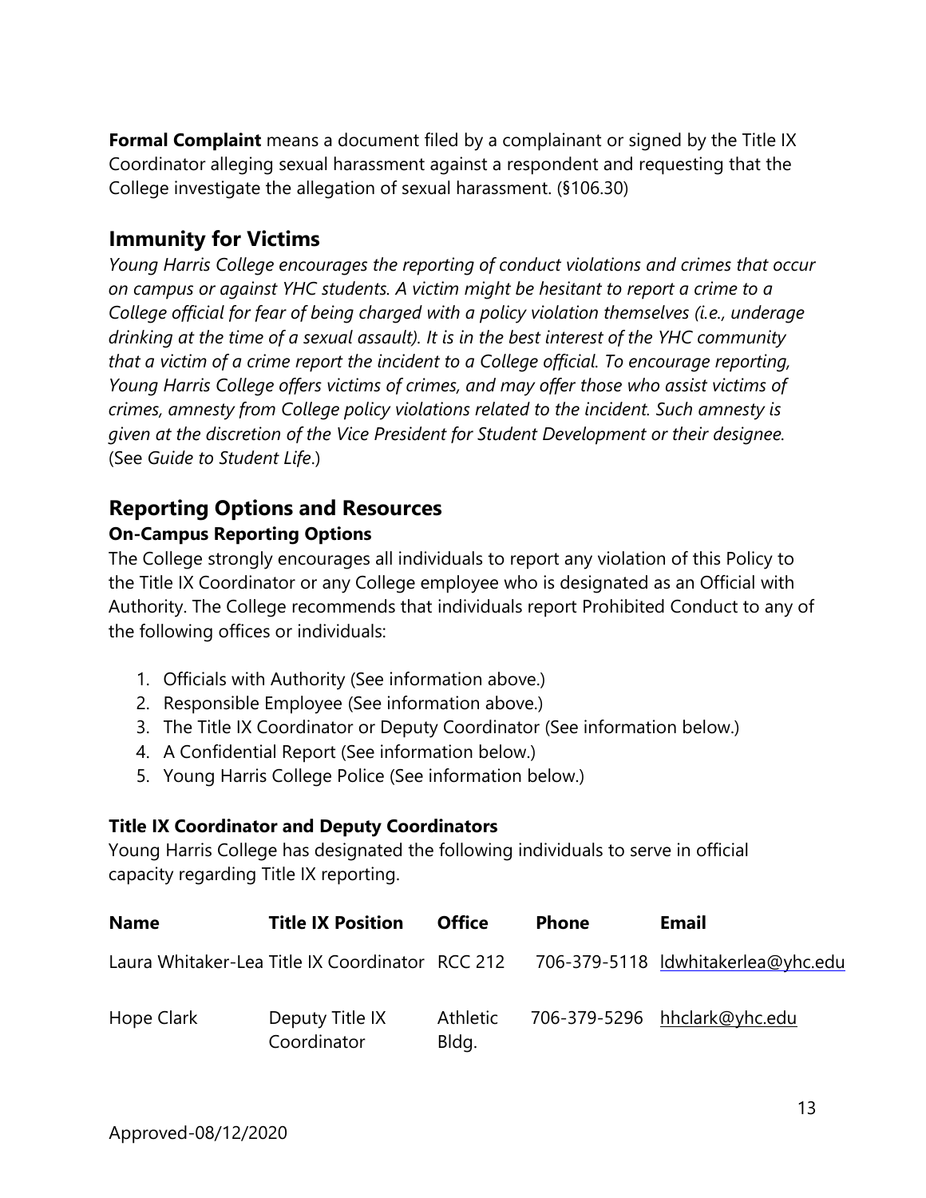**Formal Complaint** means a document filed by a complainant or signed by the Title IX Coordinator alleging sexual harassment against a respondent and requesting that the College investigate the allegation of sexual harassment. (§106.30)

## Immunity for Victims

*Young Harris College encourages the reporting of conduct violations and crimes that occur on campus or against YHC students. A victim might be hesitant to report a crime to a College official for fear of being charged with a policy violation themselves (i.e., underage drinking at the time of a sexual assault). It is in the best interest of the YHC community that a victim of a crime report the incident to a College official. To encourage reporting, Young Harris College offers victims of crimes, and may offer those who assist victims of crimes, amnesty from College policy violations related to the incident. Such amnesty is given at the discretion of the Vice President for Student Development or their designee.* (See *Guide to Student Life*.)

## Reporting Options and Resources

### On-Campus Reporting Options

The College strongly encourages all individuals to report any violation of this Policy to the Title IX Coordinator or any College employee who is designated as an Official with Authority. The College recommends that individuals report Prohibited Conduct to any of the following offices or individuals:

1. Officials with Authority (See information above.)
2. Responsible Employee (See information above.)
3. The Title IX Coordinator or Deputy Coordinator (See information below.)
4. A Confidential Report (See information below.)
5. Young Harris College Police (See information below.)

### Title IX Coordinator and Deputy Coordinators

Young Harris College has designated the following individuals to serve in official capacity regarding Title IX reporting.

| Name | Title IX Position | Office | Phone | Email |
|---|---|---|---|---|
| Laura Whitaker-Lea | Title IX Coordinator | RCC 212 | 706-379-5118 | ldwhitakerlea@yhc.edu |
| Hope Clark | Deputy Title IX Coordinator | Athletic Bldg. | 706-379-5296 | hhclark@yhc.edu |

Approved-08/12/2020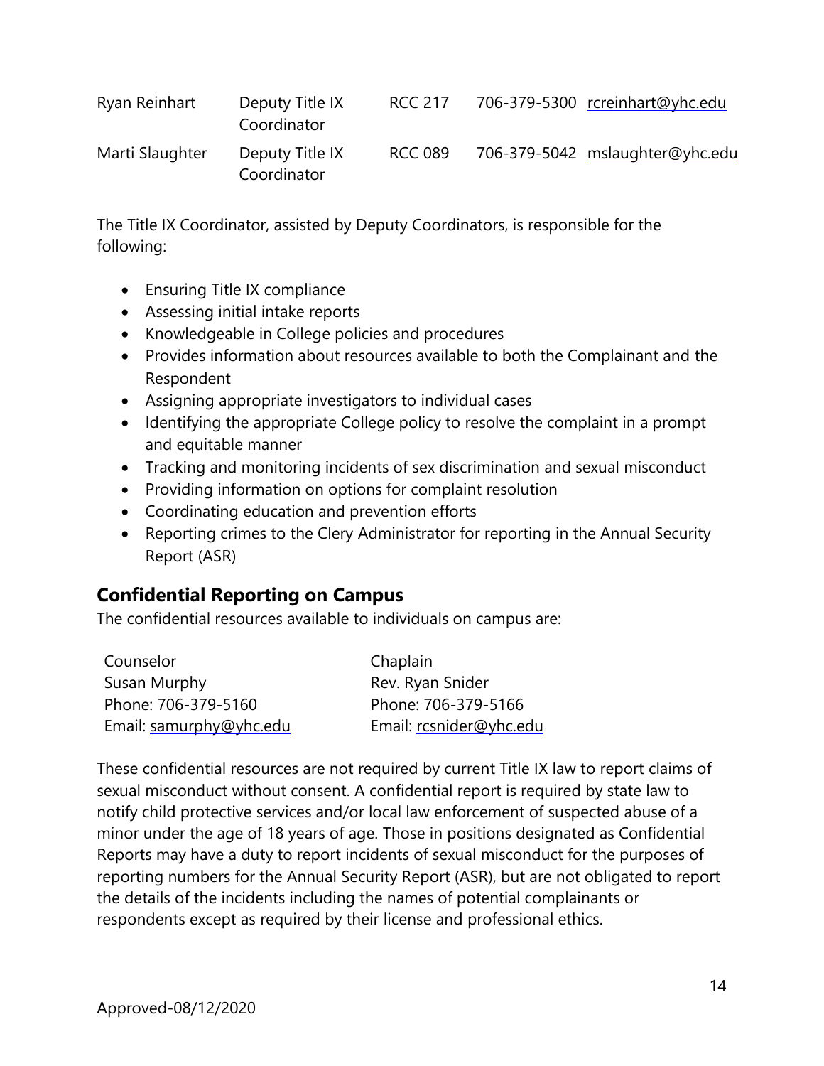| | | | | |
|---|---|---|---|---|
| Ryan Reinhart | Deputy Title IX Coordinator | RCC 217 | 706-379-5300 | rcreinhart@yhc.edu |
| Marti Slaughter | Deputy Title IX Coordinator | RCC 089 | 706-379-5042 | mslaughter@yhc.edu |

The Title IX Coordinator, assisted by Deputy Coordinators, is responsible for the following:

- Ensuring Title IX compliance
- Assessing initial intake reports
- Knowledgeable in College policies and procedures
- Provides information about resources available to both the Complainant and the Respondent
- Assigning appropriate investigators to individual cases
- Identifying the appropriate College policy to resolve the complaint in a prompt and equitable manner
- Tracking and monitoring incidents of sex discrimination and sexual misconduct
- Providing information on options for complaint resolution
- Coordinating education and prevention efforts
- Reporting crimes to the Clery Administrator for reporting in the Annual Security Report (ASR)

## Confidential Reporting on Campus

The confidential resources available to individuals on campus are:

| Counselor | Chaplain |
|---|---|
| Susan Murphy | Rev. Ryan Snider |
| Phone: 706-379-5160 | Phone: 706-379-5166 |
| Email: samurphy@yhc.edu | Email: rcsnider@yhc.edu |

These confidential resources are not required by current Title IX law to report claims of sexual misconduct without consent. A confidential report is required by state law to notify child protective services and/or local law enforcement of suspected abuse of a minor under the age of 18 years of age. Those in positions designated as Confidential Reports may have a duty to report incidents of sexual misconduct for the purposes of reporting numbers for the Annual Security Report (ASR), but are not obligated to report the details of the incidents including the names of potential complainants or respondents except as required by their license and professional ethics.

Approved-08/12/2020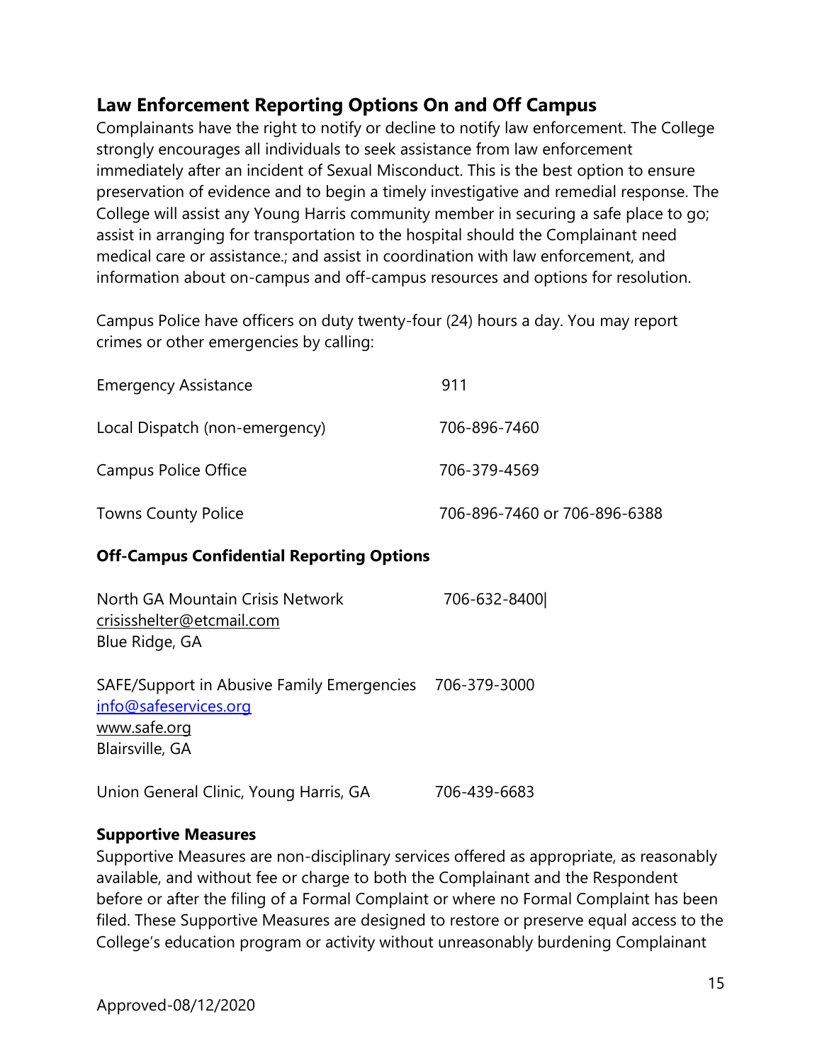## Law Enforcement Reporting Options On and Off Campus

Complainants have the right to notify or decline to notify law enforcement. The College strongly encourages all individuals to seek assistance from law enforcement immediately after an incident of Sexual Misconduct. This is the best option to ensure preservation of evidence and to begin a timely investigative and remedial response. The College will assist any Young Harris community member in securing a safe place to go; assist in arranging for transportation to the hospital should the Complainant need medical care or assistance.; and assist in coordination with law enforcement, and information about on-campus and off-campus resources and options for resolution.

Campus Police have officers on duty twenty-four (24) hours a day. You may report crimes or other emergencies by calling:

| | |
|---|---|
| Emergency Assistance | 911 |
| Local Dispatch (non-emergency) | 706-896-7460 |
| Campus Police Office | 706-379-4569 |
| Towns County Police | 706-896-7460 or 706-896-6388 |

### Off-Campus Confidential Reporting Options

North GA Mountain Crisis Network 706-632-8400|
crisisshelter@etcmail.com
Blue Ridge, GA

SAFE/Support in Abusive Family Emergencies 706-379-3000
info@safeservices.org
www.safe.org
Blairsville, GA

Union General Clinic, Young Harris, GA 706-439-6683

### Supportive Measures

Supportive Measures are non-disciplinary services offered as appropriate, as reasonably available, and without fee or charge to both the Complainant and the Respondent before or after the filing of a Formal Complaint or where no Formal Complaint has been filed. These Supportive Measures are designed to restore or preserve equal access to the College's education program or activity without unreasonably burdening Complainant

Approved-08/12/2020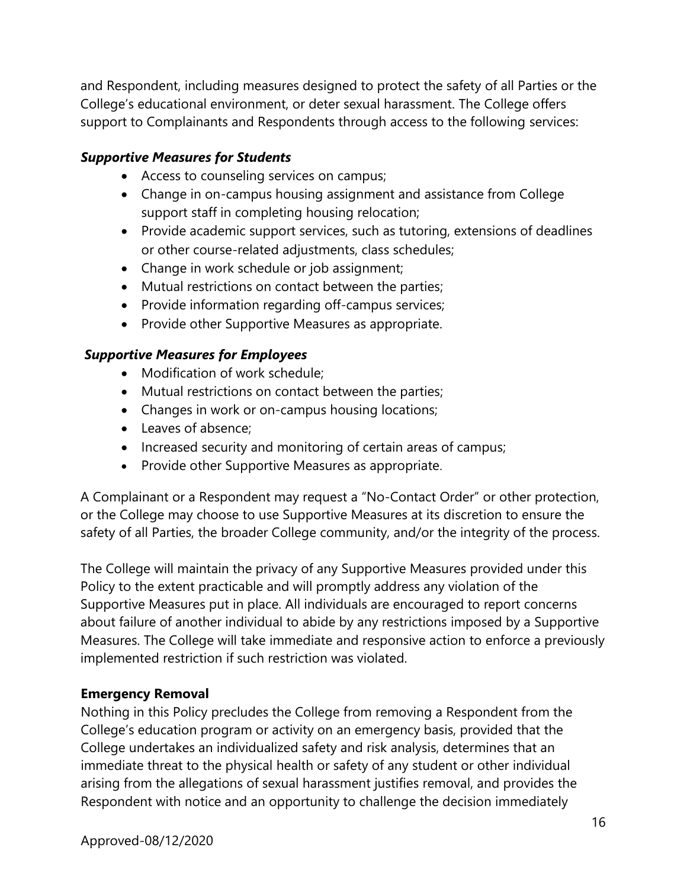and Respondent, including measures designed to protect the safety of all Parties or the College's educational environment, or deter sexual harassment. The College offers support to Complainants and Respondents through access to the following services:

***Supportive Measures for Students***

- Access to counseling services on campus;
- Change in on-campus housing assignment and assistance from College support staff in completing housing relocation;
- Provide academic support services, such as tutoring, extensions of deadlines or other course-related adjustments, class schedules;
- Change in work schedule or job assignment;
- Mutual restrictions on contact between the parties;
- Provide information regarding off-campus services;
- Provide other Supportive Measures as appropriate.

***Supportive Measures for Employees***

- Modification of work schedule;
- Mutual restrictions on contact between the parties;
- Changes in work or on-campus housing locations;
- Leaves of absence;
- Increased security and monitoring of certain areas of campus;
- Provide other Supportive Measures as appropriate.

A Complainant or a Respondent may request a "No-Contact Order" or other protection, or the College may choose to use Supportive Measures at its discretion to ensure the safety of all Parties, the broader College community, and/or the integrity of the process.

The College will maintain the privacy of any Supportive Measures provided under this Policy to the extent practicable and will promptly address any violation of the Supportive Measures put in place. All individuals are encouraged to report concerns about failure of another individual to abide by any restrictions imposed by a Supportive Measures. The College will take immediate and responsive action to enforce a previously implemented restriction if such restriction was violated.

**Emergency Removal**

Nothing in this Policy precludes the College from removing a Respondent from the College's education program or activity on an emergency basis, provided that the College undertakes an individualized safety and risk analysis, determines that an immediate threat to the physical health or safety of any student or other individual arising from the allegations of sexual harassment justifies removal, and provides the Respondent with notice and an opportunity to challenge the decision immediately

Approved-08/12/2020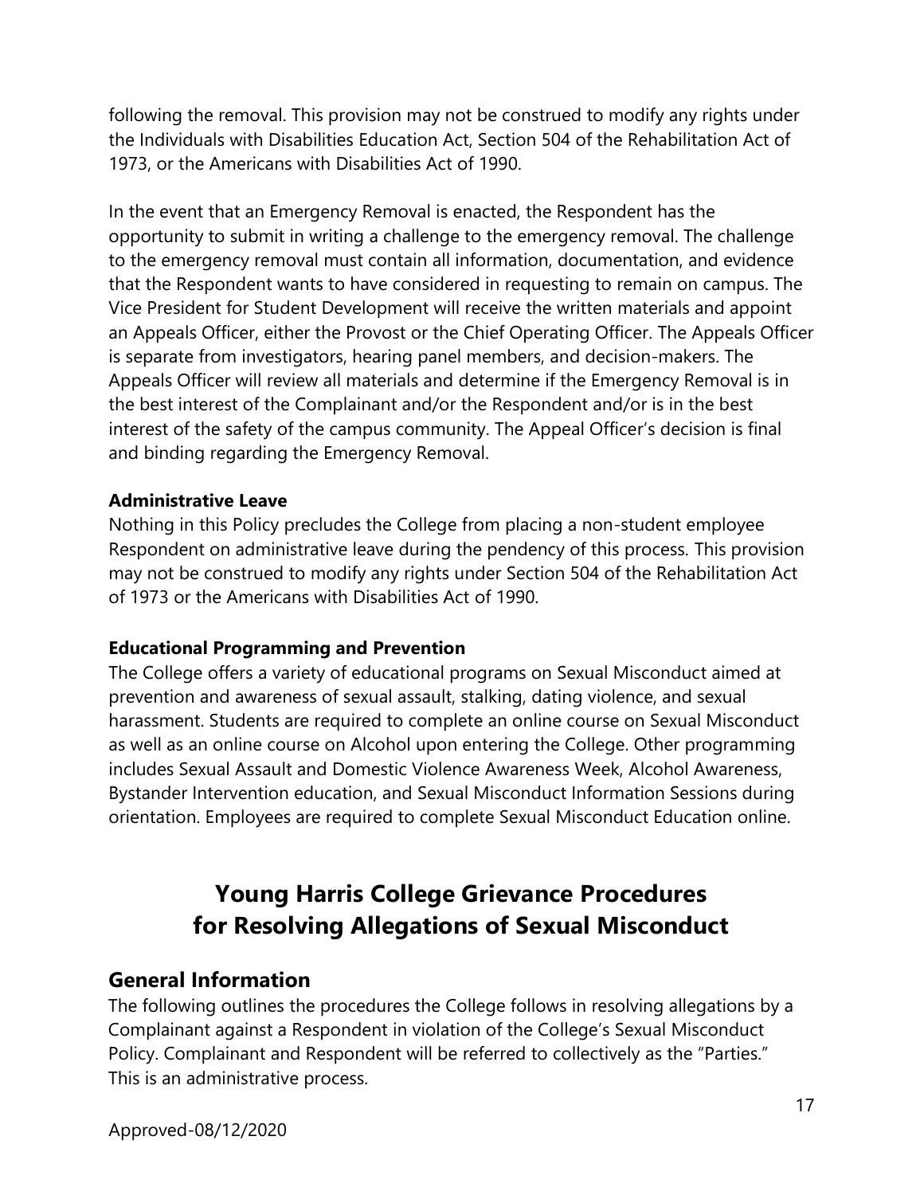following the removal. This provision may not be construed to modify any rights under the Individuals with Disabilities Education Act, Section 504 of the Rehabilitation Act of 1973, or the Americans with Disabilities Act of 1990.

In the event that an Emergency Removal is enacted, the Respondent has the opportunity to submit in writing a challenge to the emergency removal. The challenge to the emergency removal must contain all information, documentation, and evidence that the Respondent wants to have considered in requesting to remain on campus. The Vice President for Student Development will receive the written materials and appoint an Appeals Officer, either the Provost or the Chief Operating Officer. The Appeals Officer is separate from investigators, hearing panel members, and decision-makers. The Appeals Officer will review all materials and determine if the Emergency Removal is in the best interest of the Complainant and/or the Respondent and/or is in the best interest of the safety of the campus community. The Appeal Officer's decision is final and binding regarding the Emergency Removal.

**Administrative Leave**
Nothing in this Policy precludes the College from placing a non-student employee Respondent on administrative leave during the pendency of this process. This provision may not be construed to modify any rights under Section 504 of the Rehabilitation Act of 1973 or the Americans with Disabilities Act of 1990.

**Educational Programming and Prevention**
The College offers a variety of educational programs on Sexual Misconduct aimed at prevention and awareness of sexual assault, stalking, dating violence, and sexual harassment. Students are required to complete an online course on Sexual Misconduct as well as an online course on Alcohol upon entering the College. Other programming includes Sexual Assault and Domestic Violence Awareness Week, Alcohol Awareness, Bystander Intervention education, and Sexual Misconduct Information Sessions during orientation. Employees are required to complete Sexual Misconduct Education online.

# Young Harris College Grievance Procedures for Resolving Allegations of Sexual Misconduct

## General Information

The following outlines the procedures the College follows in resolving allegations by a Complainant against a Respondent in violation of the College's Sexual Misconduct Policy. Complainant and Respondent will be referred to collectively as the "Parties." This is an administrative process.

Approved-08/12/2020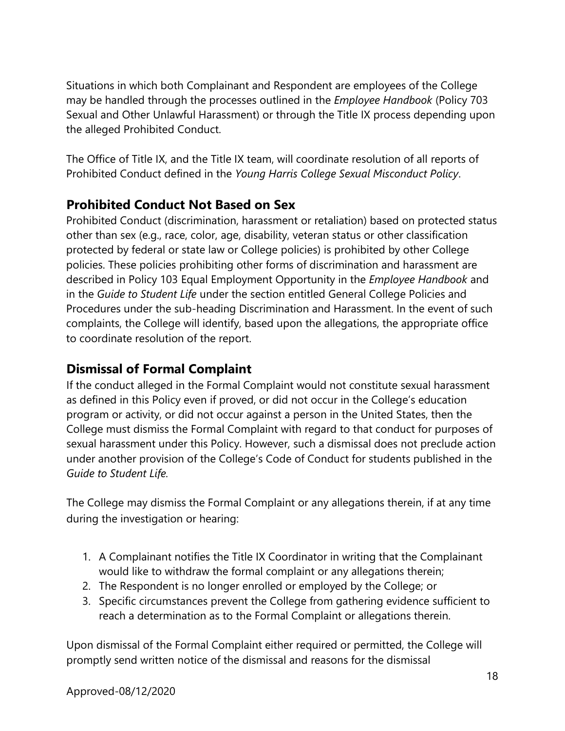Situations in which both Complainant and Respondent are employees of the College may be handled through the processes outlined in the *Employee Handbook* (Policy 703 Sexual and Other Unlawful Harassment) or through the Title IX process depending upon the alleged Prohibited Conduct.

The Office of Title IX, and the Title IX team, will coordinate resolution of all reports of Prohibited Conduct defined in the *Young Harris College Sexual Misconduct Policy*.

## Prohibited Conduct Not Based on Sex

Prohibited Conduct (discrimination, harassment or retaliation) based on protected status other than sex (e.g., race, color, age, disability, veteran status or other classification protected by federal or state law or College policies) is prohibited by other College policies. These policies prohibiting other forms of discrimination and harassment are described in Policy 103 Equal Employment Opportunity in the *Employee Handbook* and in the *Guide to Student Life* under the section entitled General College Policies and Procedures under the sub-heading Discrimination and Harassment. In the event of such complaints, the College will identify, based upon the allegations, the appropriate office to coordinate resolution of the report.

## Dismissal of Formal Complaint

If the conduct alleged in the Formal Complaint would not constitute sexual harassment as defined in this Policy even if proved, or did not occur in the College's education program or activity, or did not occur against a person in the United States, then the College must dismiss the Formal Complaint with regard to that conduct for purposes of sexual harassment under this Policy. However, such a dismissal does not preclude action under another provision of the College's Code of Conduct for students published in the *Guide to Student Life*.

The College may dismiss the Formal Complaint or any allegations therein, if at any time during the investigation or hearing:

1. A Complainant notifies the Title IX Coordinator in writing that the Complainant would like to withdraw the formal complaint or any allegations therein;
2. The Respondent is no longer enrolled or employed by the College; or
3. Specific circumstances prevent the College from gathering evidence sufficient to reach a determination as to the Formal Complaint or allegations therein.

Upon dismissal of the Formal Complaint either required or permitted, the College will promptly send written notice of the dismissal and reasons for the dismissal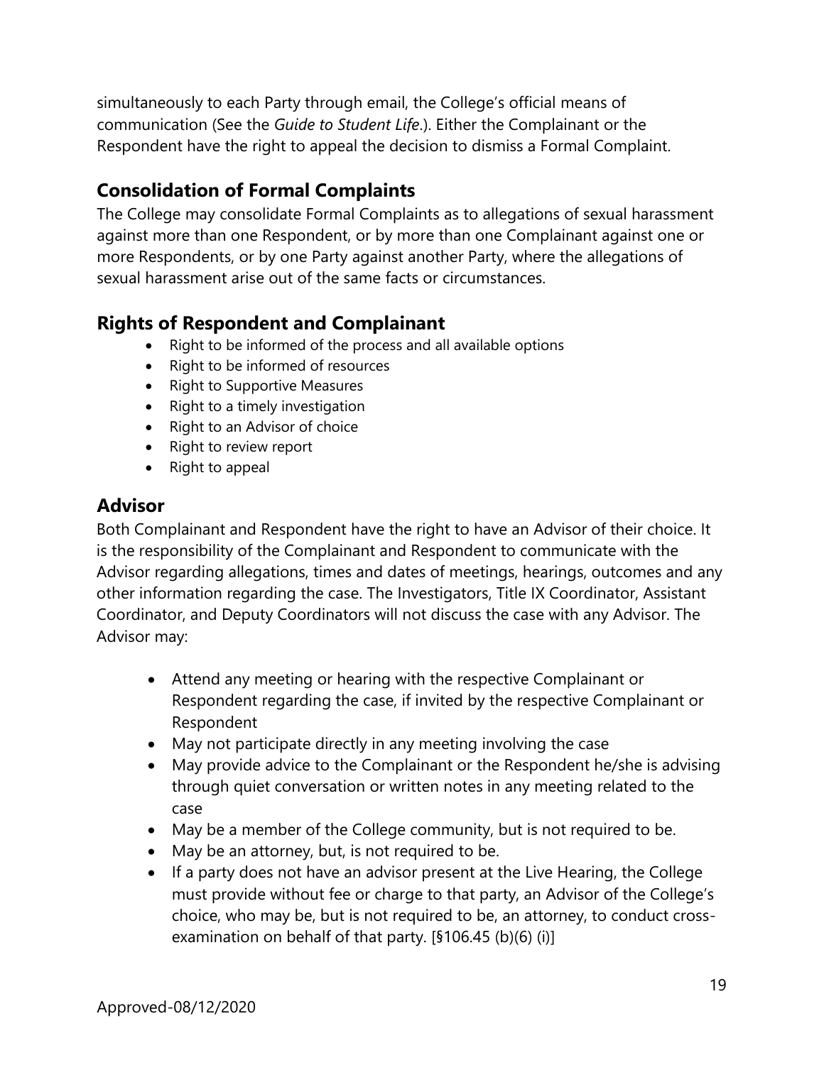simultaneously to each Party through email, the College's official means of communication (See the *Guide to Student Life*.). Either the Complainant or the Respondent have the right to appeal the decision to dismiss a Formal Complaint.

## Consolidation of Formal Complaints

The College may consolidate Formal Complaints as to allegations of sexual harassment against more than one Respondent, or by more than one Complainant against one or more Respondents, or by one Party against another Party, where the allegations of sexual harassment arise out of the same facts or circumstances.

## Rights of Respondent and Complainant

- Right to be informed of the process and all available options
- Right to be informed of resources
- Right to Supportive Measures
- Right to a timely investigation
- Right to an Advisor of choice
- Right to review report
- Right to appeal

## Advisor

Both Complainant and Respondent have the right to have an Advisor of their choice. It is the responsibility of the Complainant and Respondent to communicate with the Advisor regarding allegations, times and dates of meetings, hearings, outcomes and any other information regarding the case. The Investigators, Title IX Coordinator, Assistant Coordinator, and Deputy Coordinators will not discuss the case with any Advisor. The Advisor may:

- Attend any meeting or hearing with the respective Complainant or Respondent regarding the case, if invited by the respective Complainant or Respondent
- May not participate directly in any meeting involving the case
- May provide advice to the Complainant or the Respondent he/she is advising through quiet conversation or written notes in any meeting related to the case
- May be a member of the College community, but is not required to be.
- May be an attorney, but, is not required to be.
- If a party does not have an advisor present at the Live Hearing, the College must provide without fee or charge to that party, an Advisor of the College's choice, who may be, but is not required to be, an attorney, to conduct cross-examination on behalf of that party. [§106.45 (b)(6) (i)]

Approved-08/12/2020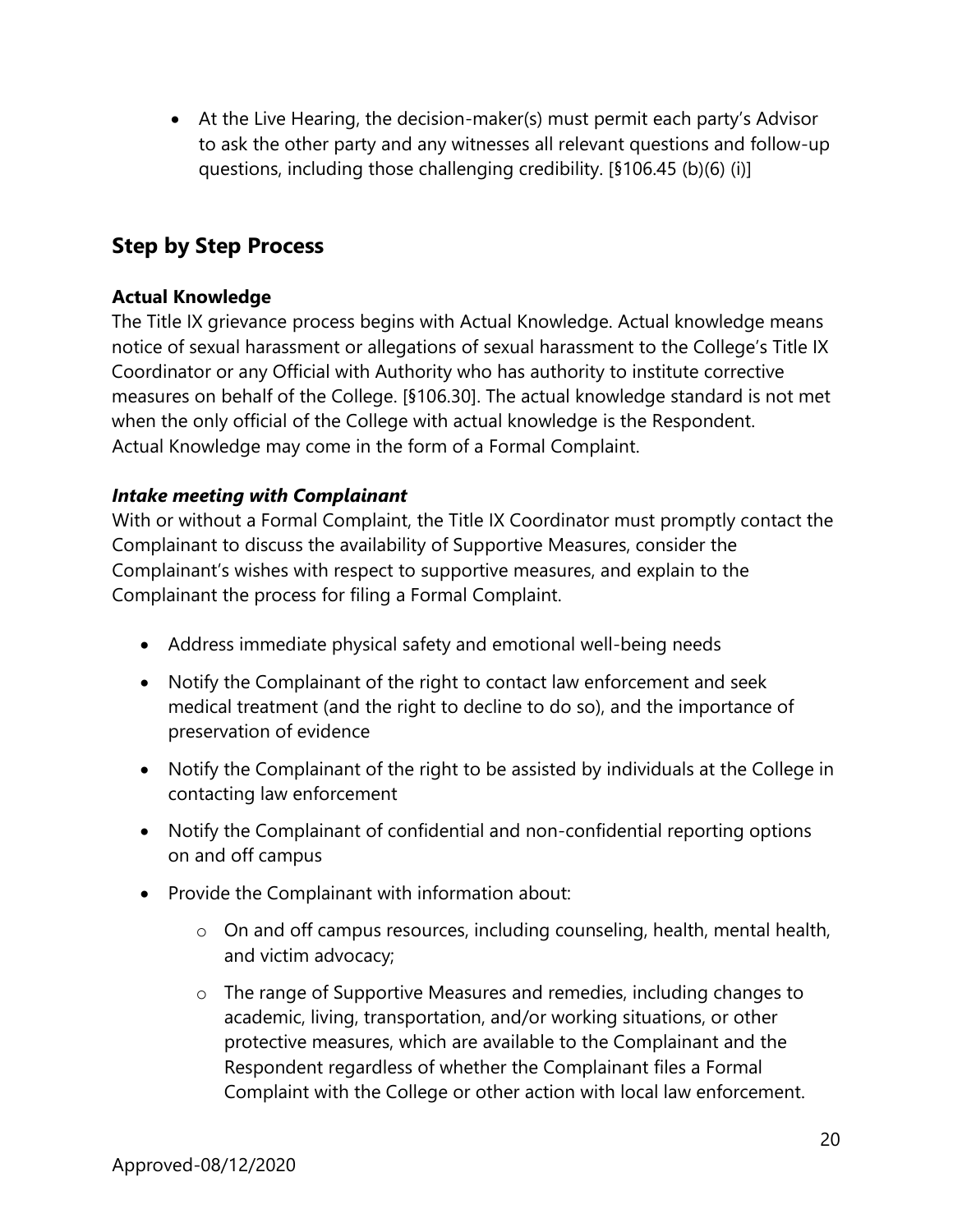- At the Live Hearing, the decision-maker(s) must permit each party's Advisor to ask the other party and any witnesses all relevant questions and follow-up questions, including those challenging credibility. [§106.45 (b)(6) (i)]

## Step by Step Process

### Actual Knowledge

The Title IX grievance process begins with Actual Knowledge. Actual knowledge means notice of sexual harassment or allegations of sexual harassment to the College's Title IX Coordinator or any Official with Authority who has authority to institute corrective measures on behalf of the College. [§106.30]. The actual knowledge standard is not met when the only official of the College with actual knowledge is the Respondent. Actual Knowledge may come in the form of a Formal Complaint.

#### *Intake meeting with Complainant*

With or without a Formal Complaint, the Title IX Coordinator must promptly contact the Complainant to discuss the availability of Supportive Measures, consider the Complainant's wishes with respect to supportive measures, and explain to the Complainant the process for filing a Formal Complaint.

- Address immediate physical safety and emotional well-being needs
- Notify the Complainant of the right to contact law enforcement and seek medical treatment (and the right to decline to do so), and the importance of preservation of evidence
- Notify the Complainant of the right to be assisted by individuals at the College in contacting law enforcement
- Notify the Complainant of confidential and non-confidential reporting options on and off campus
- Provide the Complainant with information about:
  - On and off campus resources, including counseling, health, mental health, and victim advocacy;
  - The range of Supportive Measures and remedies, including changes to academic, living, transportation, and/or working situations, or other protective measures, which are available to the Complainant and the Respondent regardless of whether the Complainant files a Formal Complaint with the College or other action with local law enforcement.

Approved-08/12/2020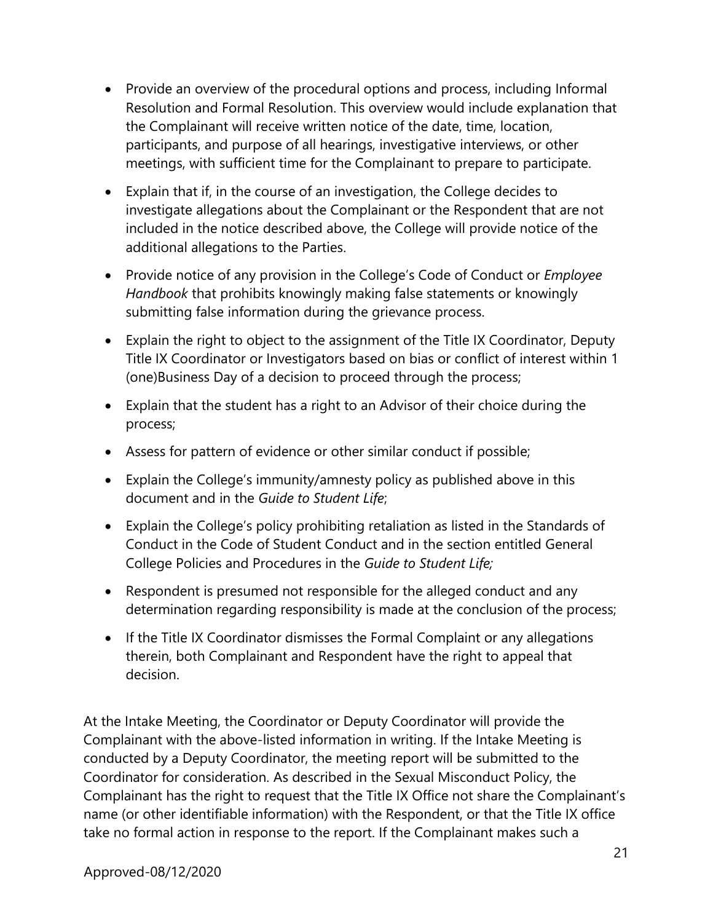- Provide an overview of the procedural options and process, including Informal Resolution and Formal Resolution. This overview would include explanation that the Complainant will receive written notice of the date, time, location, participants, and purpose of all hearings, investigative interviews, or other meetings, with sufficient time for the Complainant to prepare to participate.
- Explain that if, in the course of an investigation, the College decides to investigate allegations about the Complainant or the Respondent that are not included in the notice described above, the College will provide notice of the additional allegations to the Parties.
- Provide notice of any provision in the College's Code of Conduct or *Employee Handbook* that prohibits knowingly making false statements or knowingly submitting false information during the grievance process.
- Explain the right to object to the assignment of the Title IX Coordinator, Deputy Title IX Coordinator or Investigators based on bias or conflict of interest within 1 (one)Business Day of a decision to proceed through the process;
- Explain that the student has a right to an Advisor of their choice during the process;
- Assess for pattern of evidence or other similar conduct if possible;
- Explain the College's immunity/amnesty policy as published above in this document and in the *Guide to Student Life*;
- Explain the College's policy prohibiting retaliation as listed in the Standards of Conduct in the Code of Student Conduct and in the section entitled General College Policies and Procedures in the *Guide to Student Life;*
- Respondent is presumed not responsible for the alleged conduct and any determination regarding responsibility is made at the conclusion of the process;
- If the Title IX Coordinator dismisses the Formal Complaint or any allegations therein, both Complainant and Respondent have the right to appeal that decision.

At the Intake Meeting, the Coordinator or Deputy Coordinator will provide the Complainant with the above-listed information in writing. If the Intake Meeting is conducted by a Deputy Coordinator, the meeting report will be submitted to the Coordinator for consideration. As described in the Sexual Misconduct Policy, the Complainant has the right to request that the Title IX Office not share the Complainant's name (or other identifiable information) with the Respondent, or that the Title IX office take no formal action in response to the report. If the Complainant makes such a

Approved-08/12/2020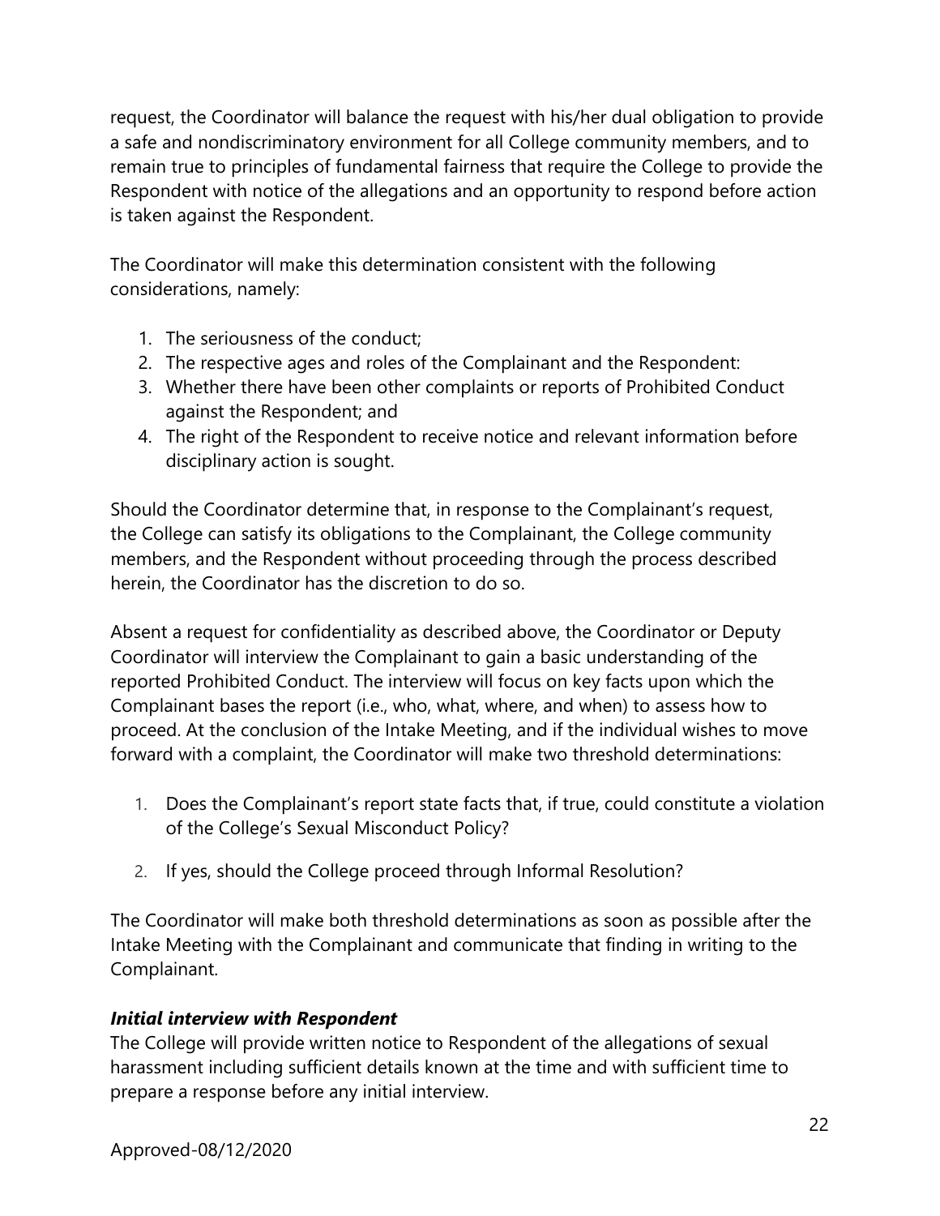request, the Coordinator will balance the request with his/her dual obligation to provide a safe and nondiscriminatory environment for all College community members, and to remain true to principles of fundamental fairness that require the College to provide the Respondent with notice of the allegations and an opportunity to respond before action is taken against the Respondent.

The Coordinator will make this determination consistent with the following considerations, namely:

1. The seriousness of the conduct;
2. The respective ages and roles of the Complainant and the Respondent:
3. Whether there have been other complaints or reports of Prohibited Conduct against the Respondent; and
4. The right of the Respondent to receive notice and relevant information before disciplinary action is sought.

Should the Coordinator determine that, in response to the Complainant's request, the College can satisfy its obligations to the Complainant, the College community members, and the Respondent without proceeding through the process described herein, the Coordinator has the discretion to do so.

Absent a request for confidentiality as described above, the Coordinator or Deputy Coordinator will interview the Complainant to gain a basic understanding of the reported Prohibited Conduct. The interview will focus on key facts upon which the Complainant bases the report (i.e., who, what, where, and when) to assess how to proceed. At the conclusion of the Intake Meeting, and if the individual wishes to move forward with a complaint, the Coordinator will make two threshold determinations:

1. Does the Complainant's report state facts that, if true, could constitute a violation of the College's Sexual Misconduct Policy?
2. If yes, should the College proceed through Informal Resolution?

The Coordinator will make both threshold determinations as soon as possible after the Intake Meeting with the Complainant and communicate that finding in writing to the Complainant.

***Initial interview with Respondent***

The College will provide written notice to Respondent of the allegations of sexual harassment including sufficient details known at the time and with sufficient time to prepare a response before any initial interview.

Approved-08/12/2020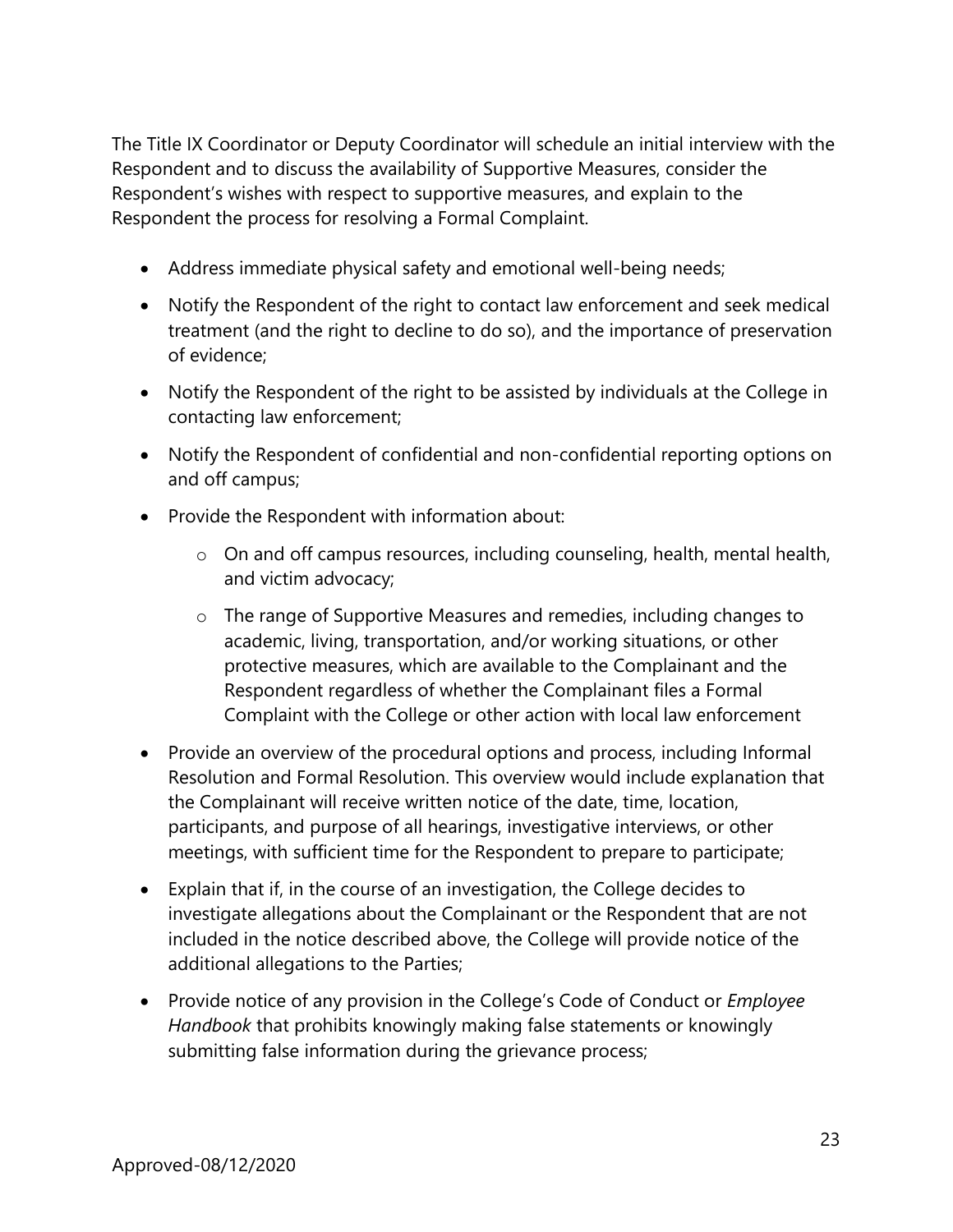The Title IX Coordinator or Deputy Coordinator will schedule an initial interview with the Respondent and to discuss the availability of Supportive Measures, consider the Respondent's wishes with respect to supportive measures, and explain to the Respondent the process for resolving a Formal Complaint.

- Address immediate physical safety and emotional well-being needs;
- Notify the Respondent of the right to contact law enforcement and seek medical treatment (and the right to decline to do so), and the importance of preservation of evidence;
- Notify the Respondent of the right to be assisted by individuals at the College in contacting law enforcement;
- Notify the Respondent of confidential and non-confidential reporting options on and off campus;
- Provide the Respondent with information about:
  - On and off campus resources, including counseling, health, mental health, and victim advocacy;
  - The range of Supportive Measures and remedies, including changes to academic, living, transportation, and/or working situations, or other protective measures, which are available to the Complainant and the Respondent regardless of whether the Complainant files a Formal Complaint with the College or other action with local law enforcement
- Provide an overview of the procedural options and process, including Informal Resolution and Formal Resolution. This overview would include explanation that the Complainant will receive written notice of the date, time, location, participants, and purpose of all hearings, investigative interviews, or other meetings, with sufficient time for the Respondent to prepare to participate;
- Explain that if, in the course of an investigation, the College decides to investigate allegations about the Complainant or the Respondent that are not included in the notice described above, the College will provide notice of the additional allegations to the Parties;
- Provide notice of any provision in the College's Code of Conduct or *Employee Handbook* that prohibits knowingly making false statements or knowingly submitting false information during the grievance process;

Approved-08/12/2020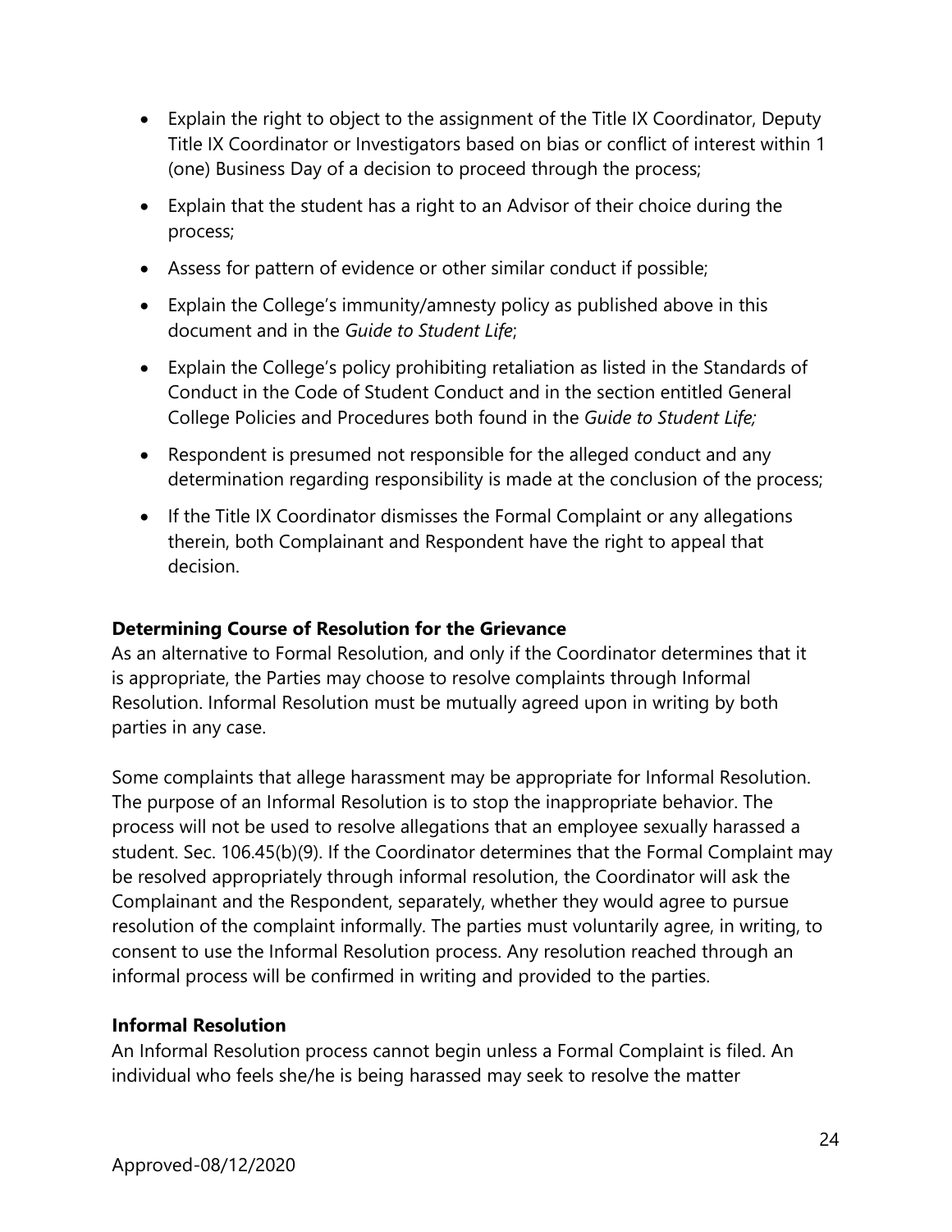- Explain the right to object to the assignment of the Title IX Coordinator, Deputy Title IX Coordinator or Investigators based on bias or conflict of interest within 1 (one) Business Day of a decision to proceed through the process;
- Explain that the student has a right to an Advisor of their choice during the process;
- Assess for pattern of evidence or other similar conduct if possible;
- Explain the College's immunity/amnesty policy as published above in this document and in the *Guide to Student Life*;
- Explain the College's policy prohibiting retaliation as listed in the Standards of Conduct in the Code of Student Conduct and in the section entitled General College Policies and Procedures both found in the *Guide to Student Life;*
- Respondent is presumed not responsible for the alleged conduct and any determination regarding responsibility is made at the conclusion of the process;
- If the Title IX Coordinator dismisses the Formal Complaint or any allegations therein, both Complainant and Respondent have the right to appeal that decision.

**Determining Course of Resolution for the Grievance**

As an alternative to Formal Resolution, and only if the Coordinator determines that it is appropriate, the Parties may choose to resolve complaints through Informal Resolution. Informal Resolution must be mutually agreed upon in writing by both parties in any case.

Some complaints that allege harassment may be appropriate for Informal Resolution. The purpose of an Informal Resolution is to stop the inappropriate behavior. The process will not be used to resolve allegations that an employee sexually harassed a student. Sec. 106.45(b)(9). If the Coordinator determines that the Formal Complaint may be resolved appropriately through informal resolution, the Coordinator will ask the Complainant and the Respondent, separately, whether they would agree to pursue resolution of the complaint informally. The parties must voluntarily agree, in writing, to consent to use the Informal Resolution process. Any resolution reached through an informal process will be confirmed in writing and provided to the parties.

**Informal Resolution**

An Informal Resolution process cannot begin unless a Formal Complaint is filed. An individual who feels she/he is being harassed may seek to resolve the matter

Approved-08/12/2020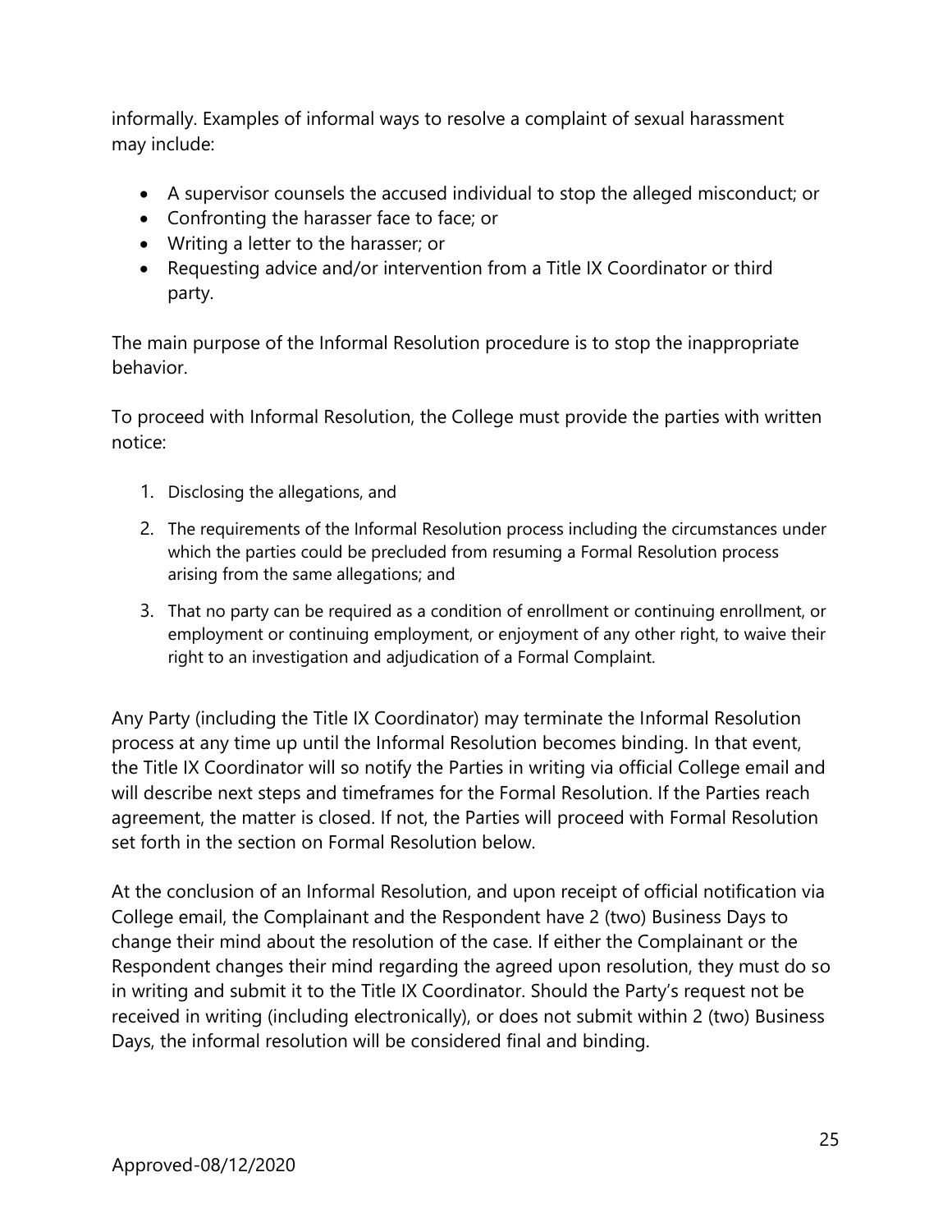informally. Examples of informal ways to resolve a complaint of sexual harassment may include:

- A supervisor counsels the accused individual to stop the alleged misconduct; or
- Confronting the harasser face to face; or
- Writing a letter to the harasser; or
- Requesting advice and/or intervention from a Title IX Coordinator or third party.

The main purpose of the Informal Resolution procedure is to stop the inappropriate behavior.

To proceed with Informal Resolution, the College must provide the parties with written notice:

1. Disclosing the allegations, and
2. The requirements of the Informal Resolution process including the circumstances under which the parties could be precluded from resuming a Formal Resolution process arising from the same allegations; and
3. That no party can be required as a condition of enrollment or continuing enrollment, or employment or continuing employment, or enjoyment of any other right, to waive their right to an investigation and adjudication of a Formal Complaint.

Any Party (including the Title IX Coordinator) may terminate the Informal Resolution process at any time up until the Informal Resolution becomes binding. In that event, the Title IX Coordinator will so notify the Parties in writing via official College email and will describe next steps and timeframes for the Formal Resolution. If the Parties reach agreement, the matter is closed. If not, the Parties will proceed with Formal Resolution set forth in the section on Formal Resolution below.

At the conclusion of an Informal Resolution, and upon receipt of official notification via College email, the Complainant and the Respondent have 2 (two) Business Days to change their mind about the resolution of the case. If either the Complainant or the Respondent changes their mind regarding the agreed upon resolution, they must do so in writing and submit it to the Title IX Coordinator. Should the Party's request not be received in writing (including electronically), or does not submit within 2 (two) Business Days, the informal resolution will be considered final and binding.

Approved-08/12/2020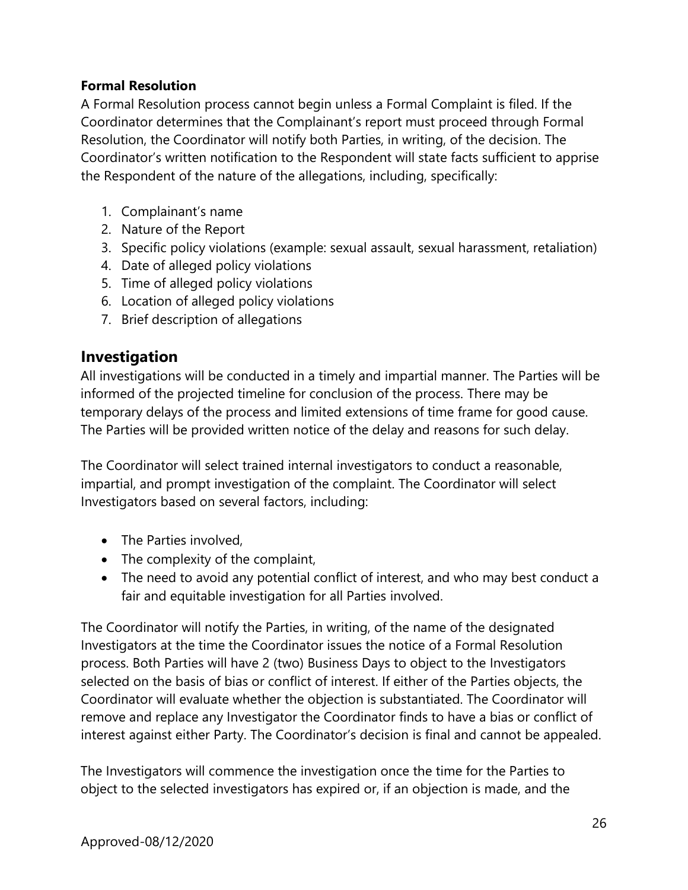**Formal Resolution**

A Formal Resolution process cannot begin unless a Formal Complaint is filed. If the Coordinator determines that the Complainant's report must proceed through Formal Resolution, the Coordinator will notify both Parties, in writing, of the decision. The Coordinator's written notification to the Respondent will state facts sufficient to apprise the Respondent of the nature of the allegations, including, specifically:

1. Complainant's name
2. Nature of the Report
3. Specific policy violations (example: sexual assault, sexual harassment, retaliation)
4. Date of alleged policy violations
5. Time of alleged policy violations
6. Location of alleged policy violations
7. Brief description of allegations

## Investigation

All investigations will be conducted in a timely and impartial manner. The Parties will be informed of the projected timeline for conclusion of the process. There may be temporary delays of the process and limited extensions of time frame for good cause. The Parties will be provided written notice of the delay and reasons for such delay.

The Coordinator will select trained internal investigators to conduct a reasonable, impartial, and prompt investigation of the complaint. The Coordinator will select Investigators based on several factors, including:

- The Parties involved,
- The complexity of the complaint,
- The need to avoid any potential conflict of interest, and who may best conduct a fair and equitable investigation for all Parties involved.

The Coordinator will notify the Parties, in writing, of the name of the designated Investigators at the time the Coordinator issues the notice of a Formal Resolution process. Both Parties will have 2 (two) Business Days to object to the Investigators selected on the basis of bias or conflict of interest. If either of the Parties objects, the Coordinator will evaluate whether the objection is substantiated. The Coordinator will remove and replace any Investigator the Coordinator finds to have a bias or conflict of interest against either Party. The Coordinator's decision is final and cannot be appealed.

The Investigators will commence the investigation once the time for the Parties to object to the selected investigators has expired or, if an objection is made, and the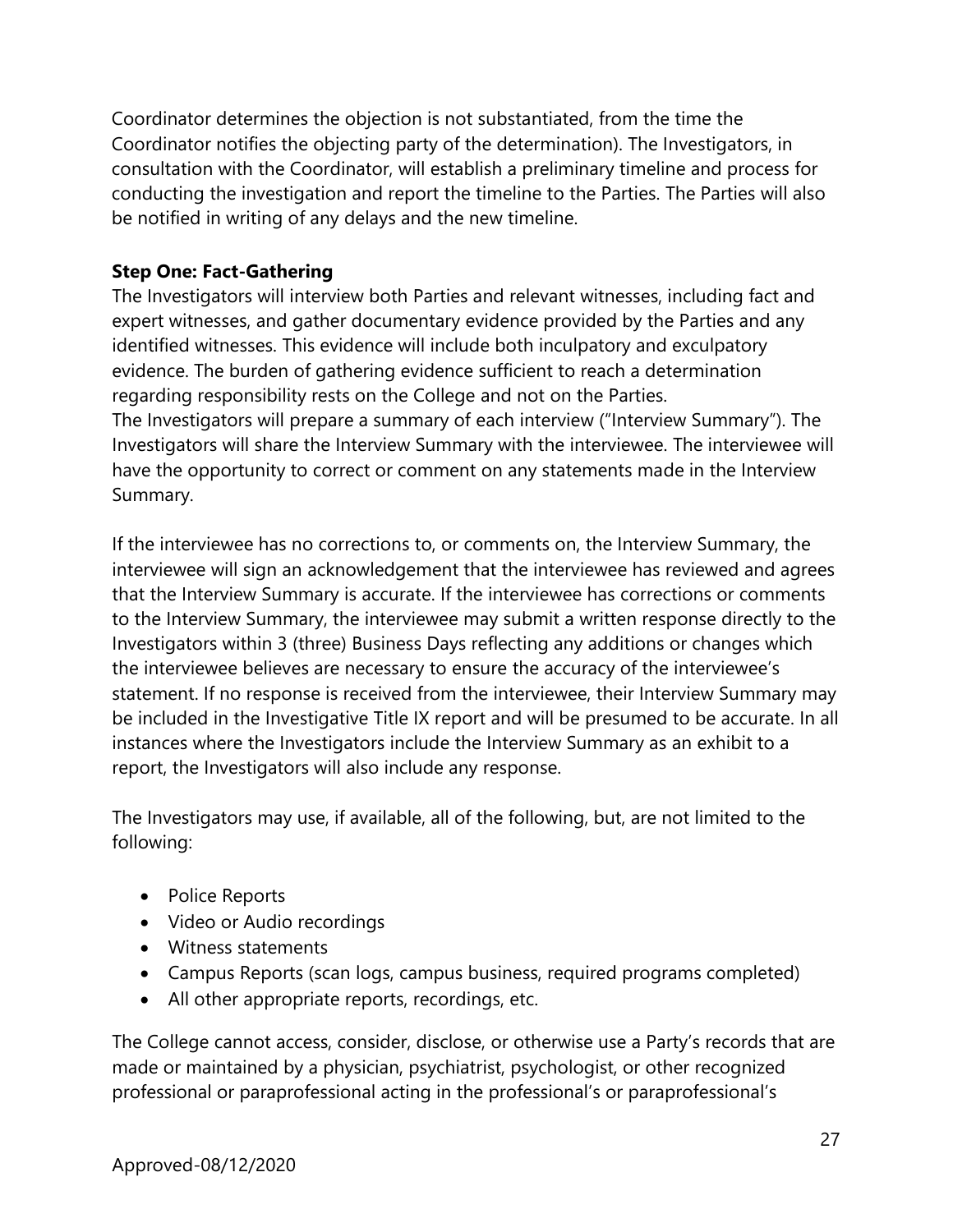Coordinator determines the objection is not substantiated, from the time the Coordinator notifies the objecting party of the determination). The Investigators, in consultation with the Coordinator, will establish a preliminary timeline and process for conducting the investigation and report the timeline to the Parties. The Parties will also be notified in writing of any delays and the new timeline.

**Step One: Fact-Gathering**

The Investigators will interview both Parties and relevant witnesses, including fact and expert witnesses, and gather documentary evidence provided by the Parties and any identified witnesses. This evidence will include both inculpatory and exculpatory evidence. The burden of gathering evidence sufficient to reach a determination regarding responsibility rests on the College and not on the Parties.

The Investigators will prepare a summary of each interview ("Interview Summary"). The Investigators will share the Interview Summary with the interviewee. The interviewee will have the opportunity to correct or comment on any statements made in the Interview Summary.

If the interviewee has no corrections to, or comments on, the Interview Summary, the interviewee will sign an acknowledgement that the interviewee has reviewed and agrees that the Interview Summary is accurate. If the interviewee has corrections or comments to the Interview Summary, the interviewee may submit a written response directly to the Investigators within 3 (three) Business Days reflecting any additions or changes which the interviewee believes are necessary to ensure the accuracy of the interviewee's statement. If no response is received from the interviewee, their Interview Summary may be included in the Investigative Title IX report and will be presumed to be accurate. In all instances where the Investigators include the Interview Summary as an exhibit to a report, the Investigators will also include any response.

The Investigators may use, if available, all of the following, but, are not limited to the following:

- Police Reports
- Video or Audio recordings
- Witness statements
- Campus Reports (scan logs, campus business, required programs completed)
- All other appropriate reports, recordings, etc.

The College cannot access, consider, disclose, or otherwise use a Party's records that are made or maintained by a physician, psychiatrist, psychologist, or other recognized professional or paraprofessional acting in the professional's or paraprofessional's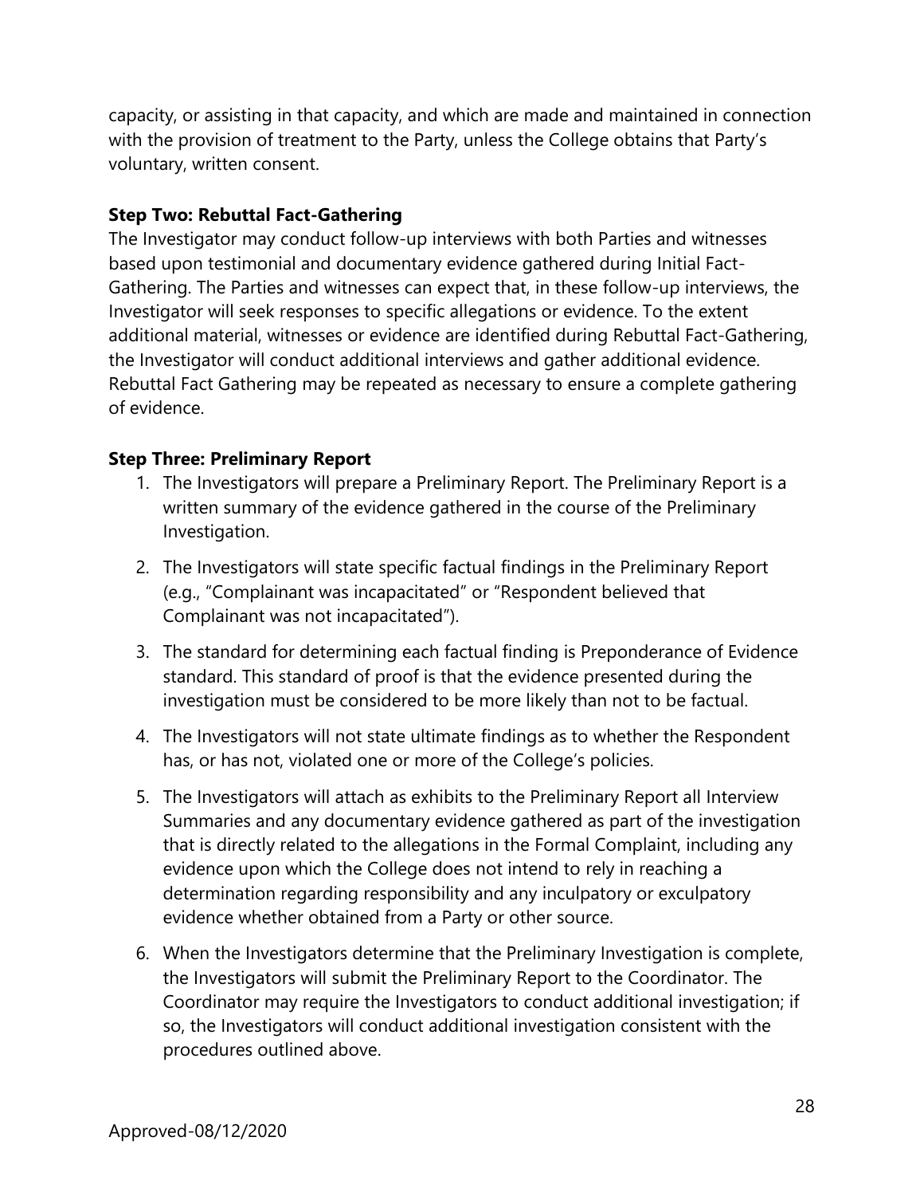capacity, or assisting in that capacity, and which are made and maintained in connection with the provision of treatment to the Party, unless the College obtains that Party's voluntary, written consent.

**Step Two: Rebuttal Fact-Gathering**

The Investigator may conduct follow-up interviews with both Parties and witnesses based upon testimonial and documentary evidence gathered during Initial Fact-Gathering. The Parties and witnesses can expect that, in these follow-up interviews, the Investigator will seek responses to specific allegations or evidence. To the extent additional material, witnesses or evidence are identified during Rebuttal Fact-Gathering, the Investigator will conduct additional interviews and gather additional evidence. Rebuttal Fact Gathering may be repeated as necessary to ensure a complete gathering of evidence.

**Step Three: Preliminary Report**

1. The Investigators will prepare a Preliminary Report. The Preliminary Report is a written summary of the evidence gathered in the course of the Preliminary Investigation.
2. The Investigators will state specific factual findings in the Preliminary Report (e.g., "Complainant was incapacitated" or "Respondent believed that Complainant was not incapacitated").
3. The standard for determining each factual finding is Preponderance of Evidence standard. This standard of proof is that the evidence presented during the investigation must be considered to be more likely than not to be factual.
4. The Investigators will not state ultimate findings as to whether the Respondent has, or has not, violated one or more of the College's policies.
5. The Investigators will attach as exhibits to the Preliminary Report all Interview Summaries and any documentary evidence gathered as part of the investigation that is directly related to the allegations in the Formal Complaint, including any evidence upon which the College does not intend to rely in reaching a determination regarding responsibility and any inculpatory or exculpatory evidence whether obtained from a Party or other source.
6. When the Investigators determine that the Preliminary Investigation is complete, the Investigators will submit the Preliminary Report to the Coordinator. The Coordinator may require the Investigators to conduct additional investigation; if so, the Investigators will conduct additional investigation consistent with the procedures outlined above.

Approved-08/12/2020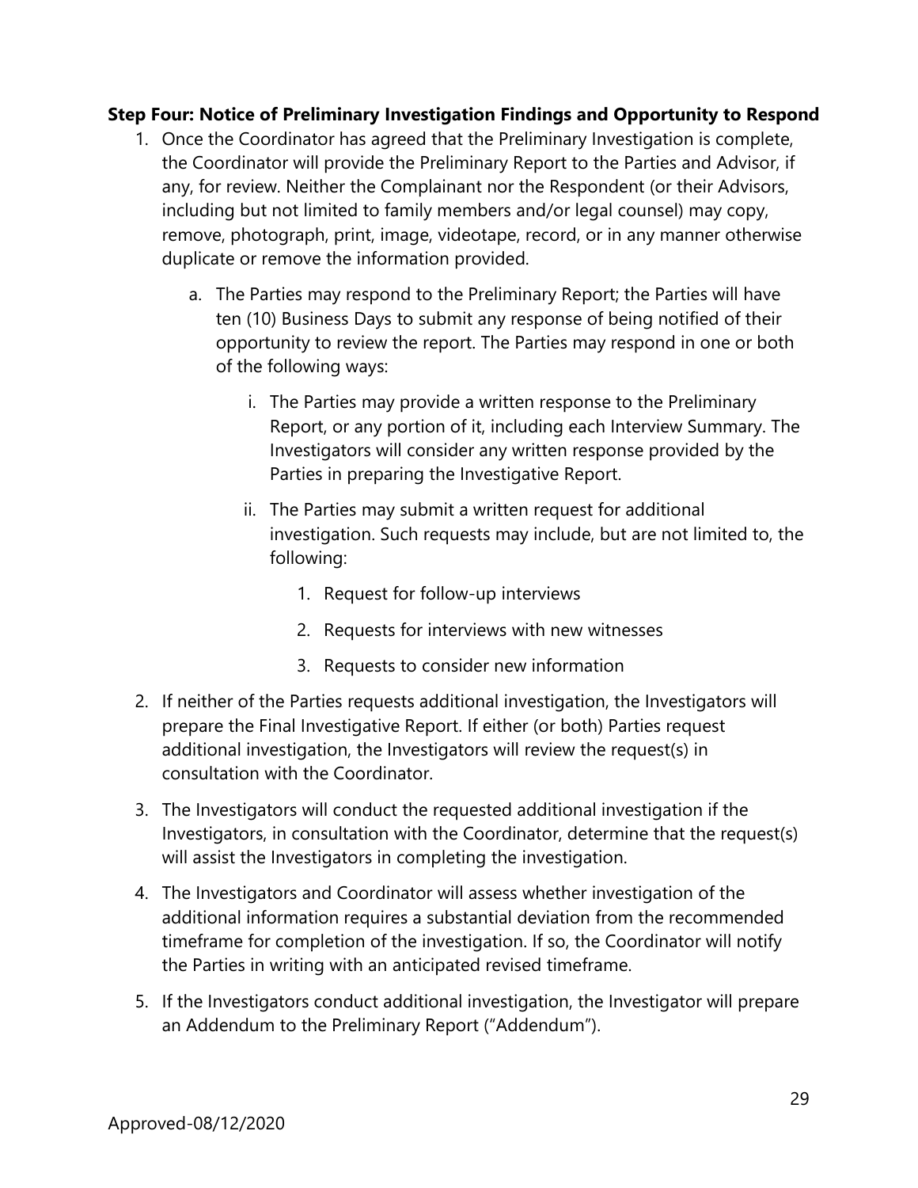**Step Four: Notice of Preliminary Investigation Findings and Opportunity to Respond**

1. Once the Coordinator has agreed that the Preliminary Investigation is complete, the Coordinator will provide the Preliminary Report to the Parties and Advisor, if any, for review. Neither the Complainant nor the Respondent (or their Advisors, including but not limited to family members and/or legal counsel) may copy, remove, photograph, print, image, videotape, record, or in any manner otherwise duplicate or remove the information provided.
    a. The Parties may respond to the Preliminary Report; the Parties will have ten (10) Business Days to submit any response of being notified of their opportunity to review the report. The Parties may respond in one or both of the following ways:
        i. The Parties may provide a written response to the Preliminary Report, or any portion of it, including each Interview Summary. The Investigators will consider any written response provided by the Parties in preparing the Investigative Report.
        ii. The Parties may submit a written request for additional investigation. Such requests may include, but are not limited to, the following:
            1. Request for follow-up interviews
            2. Requests for interviews with new witnesses
            3. Requests to consider new information
2. If neither of the Parties requests additional investigation, the Investigators will prepare the Final Investigative Report. If either (or both) Parties request additional investigation, the Investigators will review the request(s) in consultation with the Coordinator.
3. The Investigators will conduct the requested additional investigation if the Investigators, in consultation with the Coordinator, determine that the request(s) will assist the Investigators in completing the investigation.
4. The Investigators and Coordinator will assess whether investigation of the additional information requires a substantial deviation from the recommended timeframe for completion of the investigation. If so, the Coordinator will notify the Parties in writing with an anticipated revised timeframe.
5. If the Investigators conduct additional investigation, the Investigator will prepare an Addendum to the Preliminary Report ("Addendum").

Approved-08/12/2020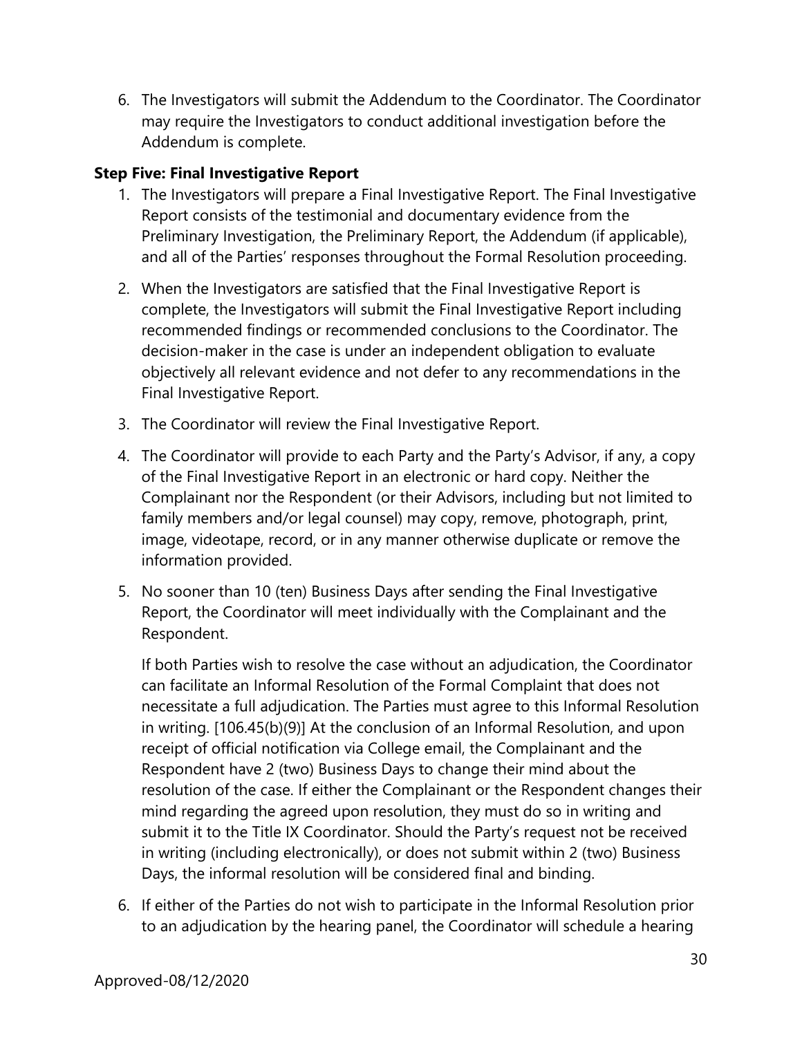6. The Investigators will submit the Addendum to the Coordinator. The Coordinator may require the Investigators to conduct additional investigation before the Addendum is complete.

**Step Five: Final Investigative Report**

1. The Investigators will prepare a Final Investigative Report. The Final Investigative Report consists of the testimonial and documentary evidence from the Preliminary Investigation, the Preliminary Report, the Addendum (if applicable), and all of the Parties' responses throughout the Formal Resolution proceeding.
2. When the Investigators are satisfied that the Final Investigative Report is complete, the Investigators will submit the Final Investigative Report including recommended findings or recommended conclusions to the Coordinator. The decision-maker in the case is under an independent obligation to evaluate objectively all relevant evidence and not defer to any recommendations in the Final Investigative Report.
3. The Coordinator will review the Final Investigative Report.
4. The Coordinator will provide to each Party and the Party's Advisor, if any, a copy of the Final Investigative Report in an electronic or hard copy. Neither the Complainant nor the Respondent (or their Advisors, including but not limited to family members and/or legal counsel) may copy, remove, photograph, print, image, videotape, record, or in any manner otherwise duplicate or remove the information provided.
5. No sooner than 10 (ten) Business Days after sending the Final Investigative Report, the Coordinator will meet individually with the Complainant and the Respondent.

   If both Parties wish to resolve the case without an adjudication, the Coordinator can facilitate an Informal Resolution of the Formal Complaint that does not necessitate a full adjudication. The Parties must agree to this Informal Resolution in writing. [106.45(b)(9)] At the conclusion of an Informal Resolution, and upon receipt of official notification via College email, the Complainant and the Respondent have 2 (two) Business Days to change their mind about the resolution of the case. If either the Complainant or the Respondent changes their mind regarding the agreed upon resolution, they must do so in writing and submit it to the Title IX Coordinator. Should the Party's request not be received in writing (including electronically), or does not submit within 2 (two) Business Days, the informal resolution will be considered final and binding.
6. If either of the Parties do not wish to participate in the Informal Resolution prior to an adjudication by the hearing panel, the Coordinator will schedule a hearing

Approved-08/12/2020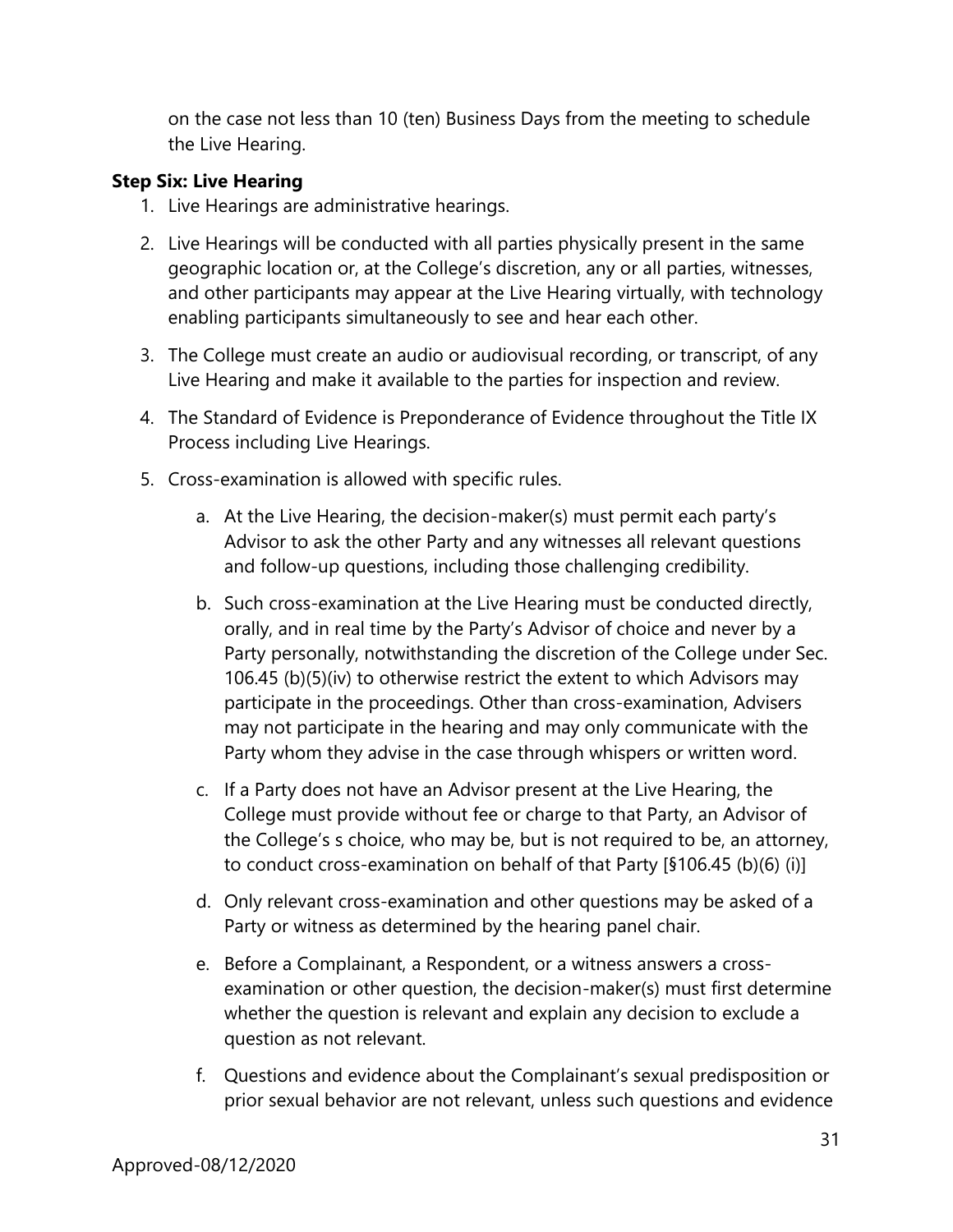on the case not less than 10 (ten) Business Days from the meeting to schedule the Live Hearing.

**Step Six: Live Hearing**

1. Live Hearings are administrative hearings.
2. Live Hearings will be conducted with all parties physically present in the same geographic location or, at the College's discretion, any or all parties, witnesses, and other participants may appear at the Live Hearing virtually, with technology enabling participants simultaneously to see and hear each other.
3. The College must create an audio or audiovisual recording, or transcript, of any Live Hearing and make it available to the parties for inspection and review.
4. The Standard of Evidence is Preponderance of Evidence throughout the Title IX Process including Live Hearings.
5. Cross-examination is allowed with specific rules.
   a. At the Live Hearing, the decision-maker(s) must permit each party's Advisor to ask the other Party and any witnesses all relevant questions and follow-up questions, including those challenging credibility.
   b. Such cross-examination at the Live Hearing must be conducted directly, orally, and in real time by the Party's Advisor of choice and never by a Party personally, notwithstanding the discretion of the College under Sec. 106.45 (b)(5)(iv) to otherwise restrict the extent to which Advisors may participate in the proceedings. Other than cross-examination, Advisers may not participate in the hearing and may only communicate with the Party whom they advise in the case through whispers or written word.
   c. If a Party does not have an Advisor present at the Live Hearing, the College must provide without fee or charge to that Party, an Advisor of the College's s choice, who may be, but is not required to be, an attorney, to conduct cross-examination on behalf of that Party [§106.45 (b)(6) (i)]
   d. Only relevant cross-examination and other questions may be asked of a Party or witness as determined by the hearing panel chair.
   e. Before a Complainant, a Respondent, or a witness answers a cross-examination or other question, the decision-maker(s) must first determine whether the question is relevant and explain any decision to exclude a question as not relevant.
   f. Questions and evidence about the Complainant's sexual predisposition or prior sexual behavior are not relevant, unless such questions and evidence

Approved-08/12/2020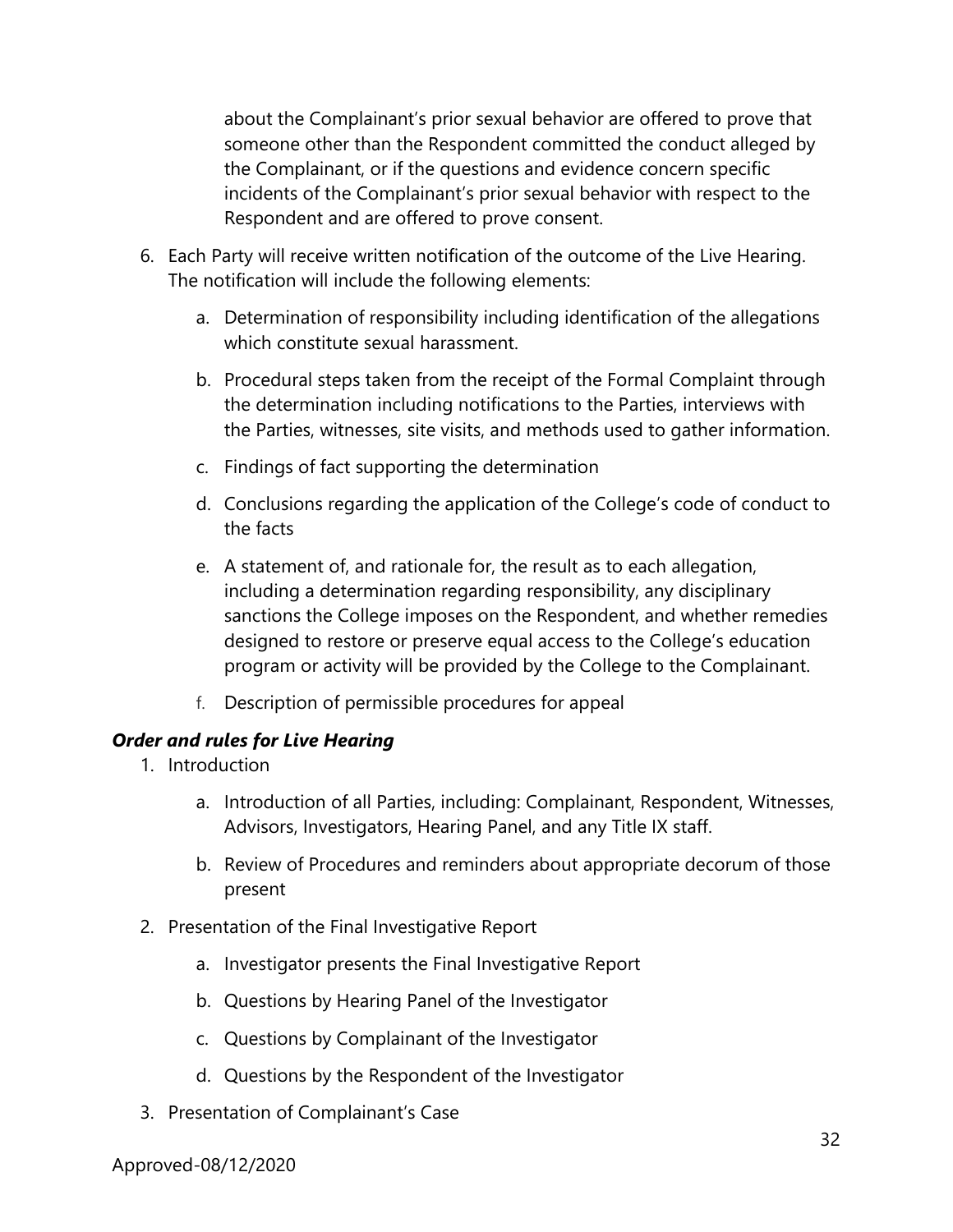about the Complainant's prior sexual behavior are offered to prove that someone other than the Respondent committed the conduct alleged by the Complainant, or if the questions and evidence concern specific incidents of the Complainant's prior sexual behavior with respect to the Respondent and are offered to prove consent.

6. Each Party will receive written notification of the outcome of the Live Hearing. The notification will include the following elements:

    a. Determination of responsibility including identification of the allegations which constitute sexual harassment.

    b. Procedural steps taken from the receipt of the Formal Complaint through the determination including notifications to the Parties, interviews with the Parties, witnesses, site visits, and methods used to gather information.

    c. Findings of fact supporting the determination

    d. Conclusions regarding the application of the College's code of conduct to the facts

    e. A statement of, and rationale for, the result as to each allegation, including a determination regarding responsibility, any disciplinary sanctions the College imposes on the Respondent, and whether remedies designed to restore or preserve equal access to the College's education program or activity will be provided by the College to the Complainant.

    f. Description of permissible procedures for appeal

***Order and rules for Live Hearing***

1. Introduction

    a. Introduction of all Parties, including: Complainant, Respondent, Witnesses, Advisors, Investigators, Hearing Panel, and any Title IX staff.

    b. Review of Procedures and reminders about appropriate decorum of those present

2. Presentation of the Final Investigative Report

    a. Investigator presents the Final Investigative Report

    b. Questions by Hearing Panel of the Investigator

    c. Questions by Complainant of the Investigator

    d. Questions by the Respondent of the Investigator

3. Presentation of Complainant's Case

Approved-08/12/2020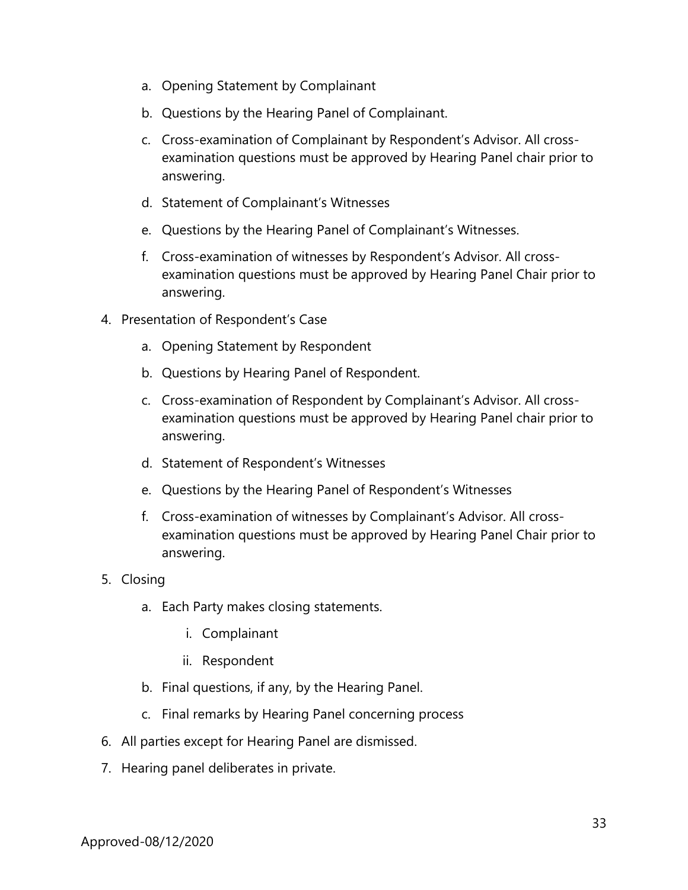a. Opening Statement by Complainant
   b. Questions by the Hearing Panel of Complainant.
   c. Cross-examination of Complainant by Respondent's Advisor. All cross-examination questions must be approved by Hearing Panel chair prior to answering.
   d. Statement of Complainant's Witnesses
   e. Questions by the Hearing Panel of Complainant's Witnesses.
   f. Cross-examination of witnesses by Respondent's Advisor. All cross-examination questions must be approved by Hearing Panel Chair prior to answering.

4. Presentation of Respondent's Case
   a. Opening Statement by Respondent
   b. Questions by Hearing Panel of Respondent.
   c. Cross-examination of Respondent by Complainant's Advisor. All cross-examination questions must be approved by Hearing Panel chair prior to answering.
   d. Statement of Respondent's Witnesses
   e. Questions by the Hearing Panel of Respondent's Witnesses
   f. Cross-examination of witnesses by Complainant's Advisor. All cross-examination questions must be approved by Hearing Panel Chair prior to answering.
5. Closing
   a. Each Party makes closing statements.
      i. Complainant
      ii. Respondent
   b. Final questions, if any, by the Hearing Panel.
   c. Final remarks by Hearing Panel concerning process
6. All parties except for Hearing Panel are dismissed.
7. Hearing panel deliberates in private.

Approved-08/12/2020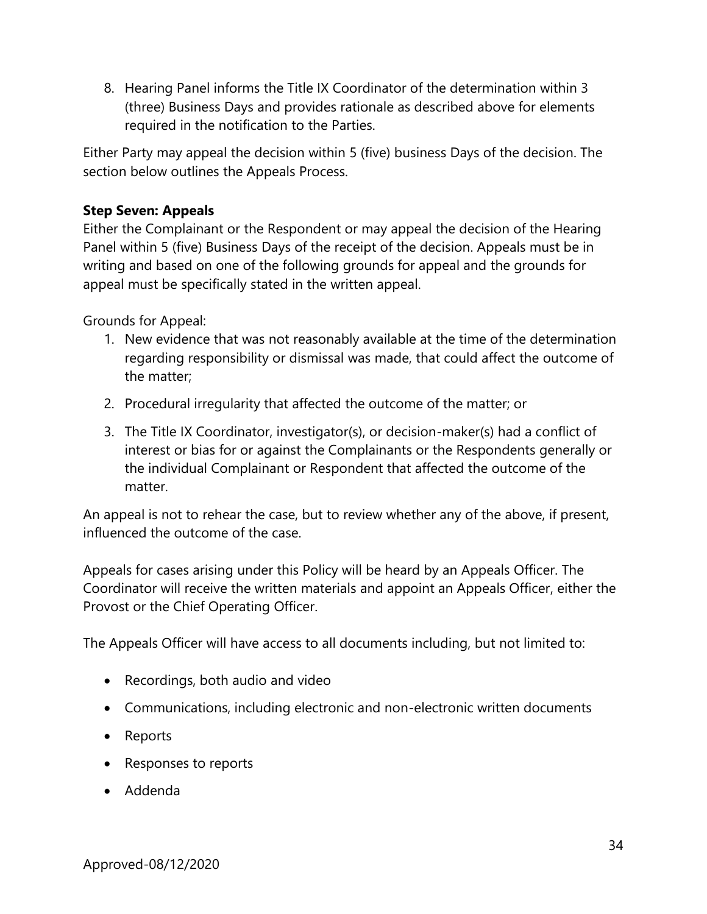8. Hearing Panel informs the Title IX Coordinator of the determination within 3 (three) Business Days and provides rationale as described above for elements required in the notification to the Parties.

Either Party may appeal the decision within 5 (five) business Days of the decision. The section below outlines the Appeals Process.

**Step Seven: Appeals**

Either the Complainant or the Respondent or may appeal the decision of the Hearing Panel within 5 (five) Business Days of the receipt of the decision. Appeals must be in writing and based on one of the following grounds for appeal and the grounds for appeal must be specifically stated in the written appeal.

Grounds for Appeal:

1. New evidence that was not reasonably available at the time of the determination regarding responsibility or dismissal was made, that could affect the outcome of the matter;
2. Procedural irregularity that affected the outcome of the matter; or
3. The Title IX Coordinator, investigator(s), or decision-maker(s) had a conflict of interest or bias for or against the Complainants or the Respondents generally or the individual Complainant or Respondent that affected the outcome of the matter.

An appeal is not to rehear the case, but to review whether any of the above, if present, influenced the outcome of the case.

Appeals for cases arising under this Policy will be heard by an Appeals Officer. The Coordinator will receive the written materials and appoint an Appeals Officer, either the Provost or the Chief Operating Officer.

The Appeals Officer will have access to all documents including, but not limited to:

- Recordings, both audio and video
- Communications, including electronic and non-electronic written documents
- Reports
- Responses to reports
- Addenda

Approved-08/12/2020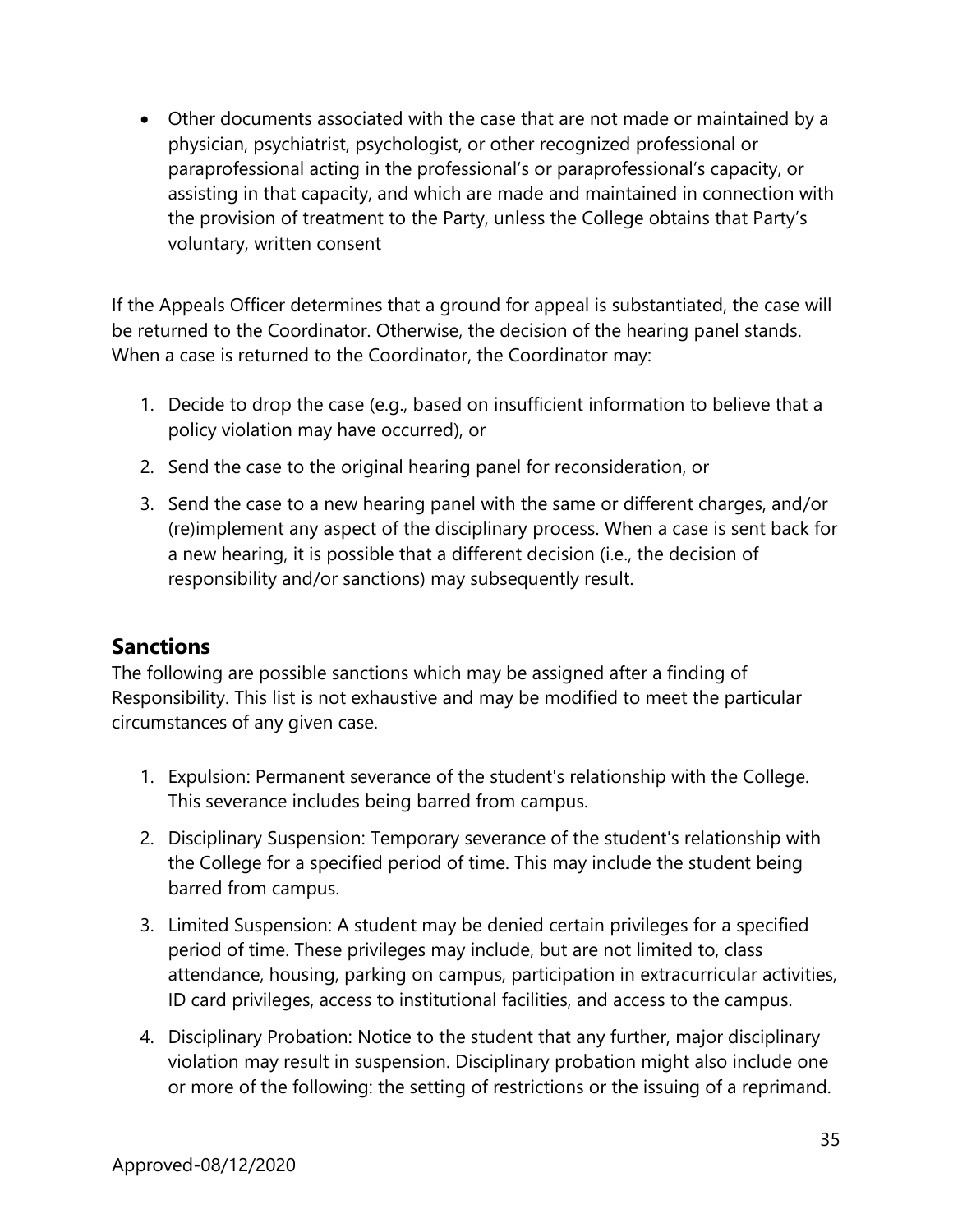- Other documents associated with the case that are not made or maintained by a physician, psychiatrist, psychologist, or other recognized professional or paraprofessional acting in the professional's or paraprofessional's capacity, or assisting in that capacity, and which are made and maintained in connection with the provision of treatment to the Party, unless the College obtains that Party's voluntary, written consent

If the Appeals Officer determines that a ground for appeal is substantiated, the case will be returned to the Coordinator. Otherwise, the decision of the hearing panel stands. When a case is returned to the Coordinator, the Coordinator may:

1. Decide to drop the case (e.g., based on insufficient information to believe that a policy violation may have occurred), or
2. Send the case to the original hearing panel for reconsideration, or
3. Send the case to a new hearing panel with the same or different charges, and/or (re)implement any aspect of the disciplinary process. When a case is sent back for a new hearing, it is possible that a different decision (i.e., the decision of responsibility and/or sanctions) may subsequently result.

## Sanctions

The following are possible sanctions which may be assigned after a finding of Responsibility. This list is not exhaustive and may be modified to meet the particular circumstances of any given case.

1. Expulsion: Permanent severance of the student's relationship with the College. This severance includes being barred from campus.
2. Disciplinary Suspension: Temporary severance of the student's relationship with the College for a specified period of time. This may include the student being barred from campus.
3. Limited Suspension: A student may be denied certain privileges for a specified period of time. These privileges may include, but are not limited to, class attendance, housing, parking on campus, participation in extracurricular activities, ID card privileges, access to institutional facilities, and access to the campus.
4. Disciplinary Probation: Notice to the student that any further, major disciplinary violation may result in suspension. Disciplinary probation might also include one or more of the following: the setting of restrictions or the issuing of a reprimand.

Approved-08/12/2020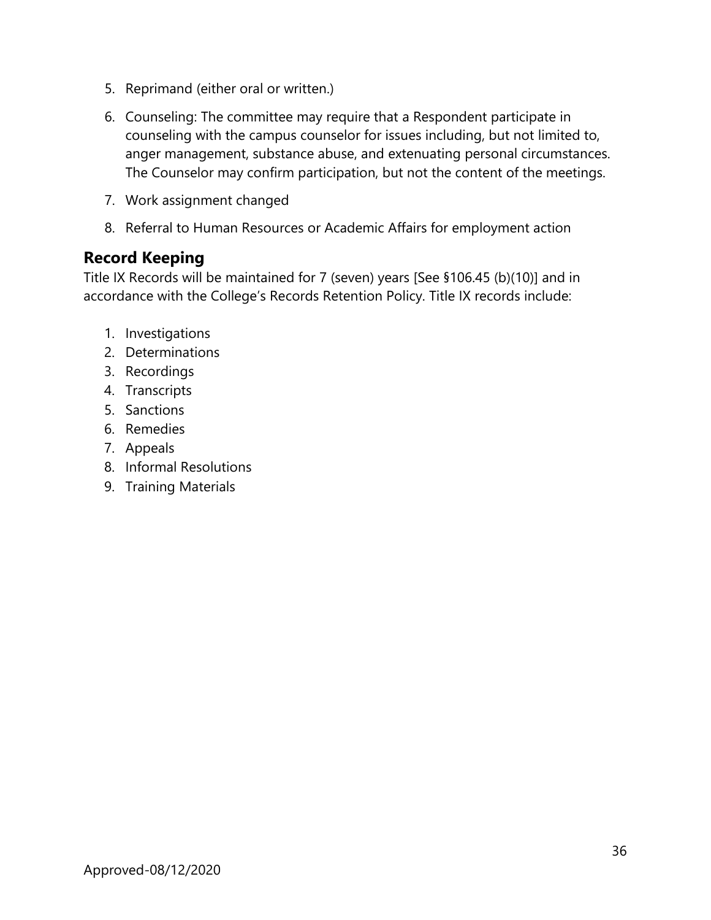5. Reprimand (either oral or written.)

6. Counseling: The committee may require that a Respondent participate in counseling with the campus counselor for issues including, but not limited to, anger management, substance abuse, and extenuating personal circumstances. The Counselor may confirm participation, but not the content of the meetings.

7. Work assignment changed

8. Referral to Human Resources or Academic Affairs for employment action

## Record Keeping

Title IX Records will be maintained for 7 (seven) years [See §106.45 (b)(10)] and in accordance with the College's Records Retention Policy. Title IX records include:

1. Investigations
2. Determinations
3. Recordings
4. Transcripts
5. Sanctions
6. Remedies
7. Appeals
8. Informal Resolutions
9. Training Materials

Approved-08/12/2020